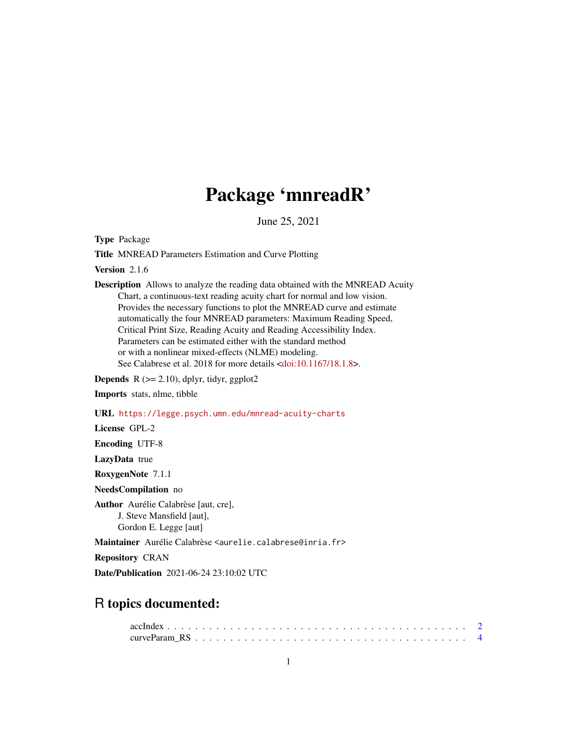# Package 'mnreadR'

June 25, 2021

**Type** Package

**Title** MNREAD Parameters Estimation and Curve Plotting

**Version** 2.1.6

**Description** Allows to analyze the reading data obtained with the MNREAD Acuity Chart, a continuous-text reading acuity chart for normal and low vision. Provides the necessary functions to plot the MNREAD curve and estimate automatically the four MNREAD parameters: Maximum Reading Speed, Critical Print Size, Reading Acuity and Reading Accessibility Index. Parameters can be estimated either with the standard method or with a nonlinear mixed-effects (NLME) modeling. See Calabrese et al. 2018 for more details <doi:10.1167/18.1.8>.

**Depends** R (>= 2.10), dplyr, tidyr, ggplot2

**Imports** stats, nlme, tibble

**URL** https://legge.psych.umn.edu/mnread-acuity-charts

**License** GPL-2

**Encoding** UTF-8

**LazyData** true

**RoxygenNote** 7.1.1

**NeedsCompilation** no

**Author** Aurélie Calabrèse [aut, cre], J. Steve Mansfield [aut], Gordon E. Legge [aut]

**Maintainer** Aurélie Calabrèse <aurelie.calabrese@inria.fr>

**Repository** CRAN

**Date/Publication** 2021-06-24 23:10:02 UTC

## R topics documented:

accIndex . . . . . . . . . . . . . . . . . . . . . . . . . . . . . . . . . . . . . . . . 2
curveParam_RS . . . . . . . . . . . . . . . . . . . . . . . . . . . . . . . . . . . . 4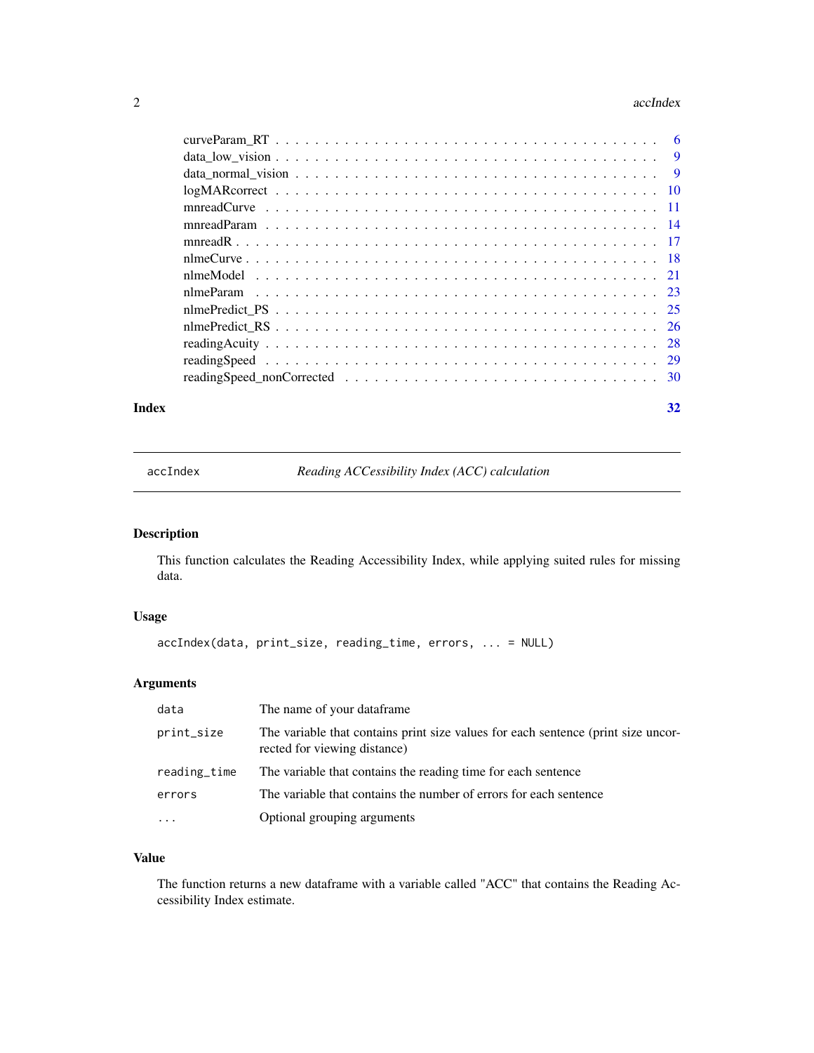curveParam_RT . . . . . . . . . . . . . . . . . . . . . . . . . . . . . . . . . . . 6
data_low_vision . . . . . . . . . . . . . . . . . . . . . . . . . . . . . . . . . . . 9
data_normal_vision . . . . . . . . . . . . . . . . . . . . . . . . . . . . . . . . . 9
logMARcorrect . . . . . . . . . . . . . . . . . . . . . . . . . . . . . . . . . . . 10
mnreadCurve . . . . . . . . . . . . . . . . . . . . . . . . . . . . . . . . . . . 11
mnreadParam . . . . . . . . . . . . . . . . . . . . . . . . . . . . . . . . . . . 14
mnreadR . . . . . . . . . . . . . . . . . . . . . . . . . . . . . . . . . . . . . 17
nlmeCurve . . . . . . . . . . . . . . . . . . . . . . . . . . . . . . . . . . . . 18
nlmeModel . . . . . . . . . . . . . . . . . . . . . . . . . . . . . . . . . . . . 21
nlmeParam . . . . . . . . . . . . . . . . . . . . . . . . . . . . . . . . . . . . 23
nlmePredict_PS . . . . . . . . . . . . . . . . . . . . . . . . . . . . . . . . . . 25
nlmePredict_RS . . . . . . . . . . . . . . . . . . . . . . . . . . . . . . . . . . 26
readingAcuity . . . . . . . . . . . . . . . . . . . . . . . . . . . . . . . . . . . 28
readingSpeed . . . . . . . . . . . . . . . . . . . . . . . . . . . . . . . . . . . 29
readingSpeed_nonCorrected . . . . . . . . . . . . . . . . . . . . . . . . . . . . 30

**Index** **32**

---

`accIndex` *Reading ACCessibility Index (ACC) calculation*

---

## Description

This function calculates the Reading Accessibility Index, while applying suited rules for missing data.

## Usage

```
accIndex(data, print_size, reading_time, errors, ... = NULL)
```

## Arguments

| | |
|---|---|
| `data` | The name of your dataframe |
| `print_size` | The variable that contains print size values for each sentence (print size uncorrected for viewing distance) |
| `reading_time` | The variable that contains the reading time for each sentence |
| `errors` | The variable that contains the number of errors for each sentence |
| `...` | Optional grouping arguments |

## Value

The function returns a new dataframe with a variable called "ACC" that contains the Reading Accessibility Index estimate.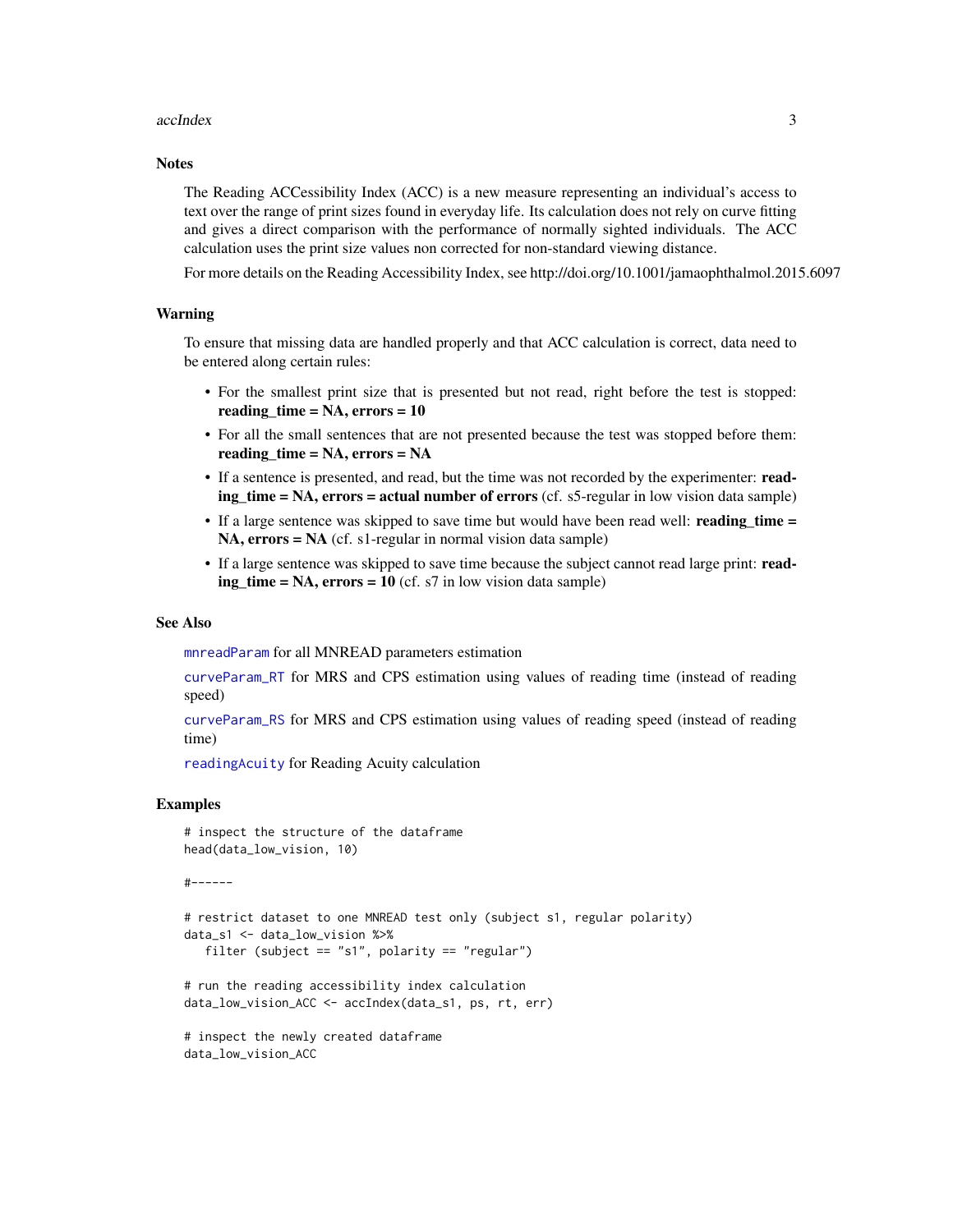## Notes

The Reading ACCessibility Index (ACC) is a new measure representing an individual's access to text over the range of print sizes found in everyday life. Its calculation does not rely on curve fitting and gives a direct comparison with the performance of normally sighted individuals. The ACC calculation uses the print size values non corrected for non-standard viewing distance.

For more details on the Reading Accessibility Index, see http://doi.org/10.1001/jamaophthalmol.2015.6097

## Warning

To ensure that missing data are handled properly and that ACC calculation is correct, data need to be entered along certain rules:

- For the smallest print size that is presented but not read, right before the test is stopped: **reading_time = NA, errors = 10**
- For all the small sentences that are not presented because the test was stopped before them: **reading_time = NA, errors = NA**
- If a sentence is presented, and read, but the time was not recorded by the experimenter: **reading_time = NA, errors = actual number of errors** (cf. s5-regular in low vision data sample)
- If a large sentence was skipped to save time but would have been read well: **reading_time = NA, errors = NA** (cf. s1-regular in normal vision data sample)
- If a large sentence was skipped to save time because the subject cannot read large print: **reading_time = NA, errors = 10** (cf. s7 in low vision data sample)

## See Also

`mnreadParam` for all MNREAD parameters estimation

`curveParam_RT` for MRS and CPS estimation using values of reading time (instead of reading speed)

`curveParam_RS` for MRS and CPS estimation using values of reading speed (instead of reading time)

`readingAcuity` for Reading Acuity calculation

## Examples

```
# inspect the structure of the dataframe
head(data_low_vision, 10)

#------

# restrict dataset to one MNREAD test only (subject s1, regular polarity)
data_s1 <- data_low_vision %>%
   filter (subject == "s1", polarity == "regular")

# run the reading accessibility index calculation
data_low_vision_ACC <- accIndex(data_s1, ps, rt, err)

# inspect the newly created dataframe
data_low_vision_ACC
```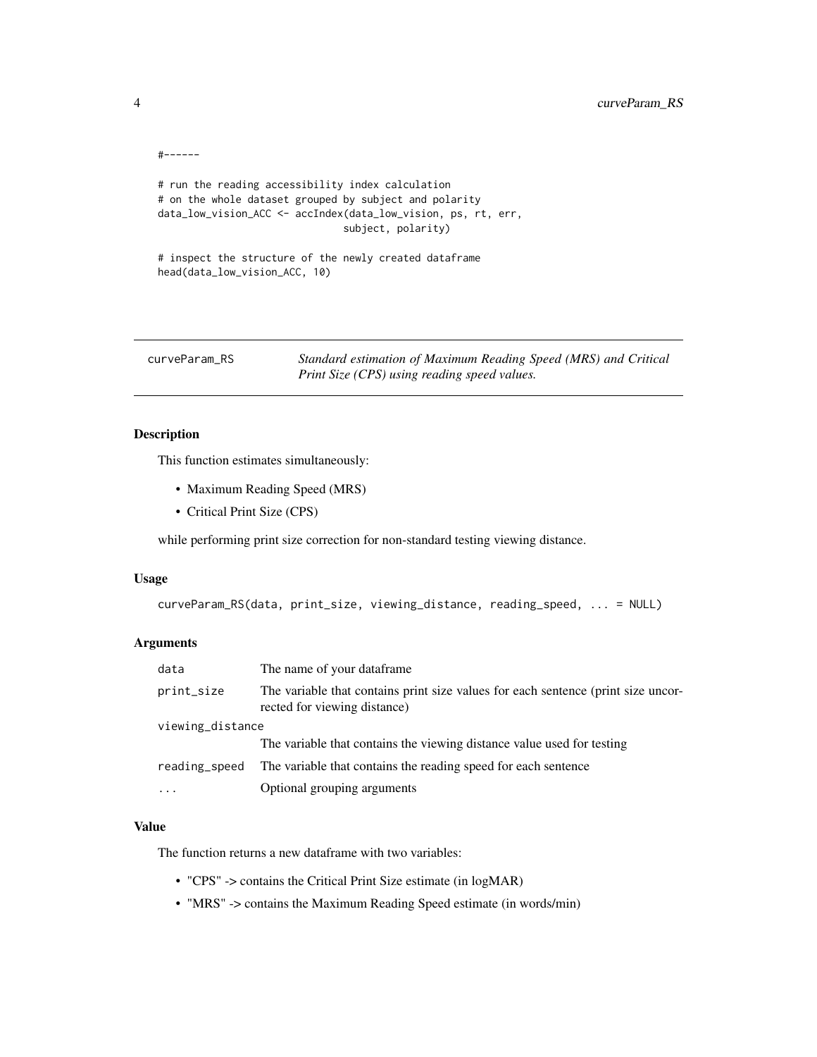```
#------

# run the reading accessibility index calculation
# on the whole dataset grouped by subject and polarity
data_low_vision_ACC <- accIndex(data_low_vision, ps, rt, err,
                                subject, polarity)

# inspect the structure of the newly created dataframe
head(data_low_vision_ACC, 10)
```

---

## curveParam_RS

*Standard estimation of Maximum Reading Speed (MRS) and Critical Print Size (CPS) using reading speed values.*

---

### Description

This function estimates simultaneously:

- Maximum Reading Speed (MRS)
- Critical Print Size (CPS)

while performing print size correction for non-standard testing viewing distance.

### Usage

```
curveParam_RS(data, print_size, viewing_distance, reading_speed, ... = NULL)
```

### Arguments

| Argument | Description |
|---|---|
| `data` | The name of your dataframe |
| `print_size` | The variable that contains print size values for each sentence (print size uncorrected for viewing distance) |
| `viewing_distance` | The variable that contains the viewing distance value used for testing |
| `reading_speed` | The variable that contains the reading speed for each sentence |
| `...` | Optional grouping arguments |

### Value

The function returns a new dataframe with two variables:

- "CPS" -> contains the Critical Print Size estimate (in logMAR)
- "MRS" -> contains the Maximum Reading Speed estimate (in words/min)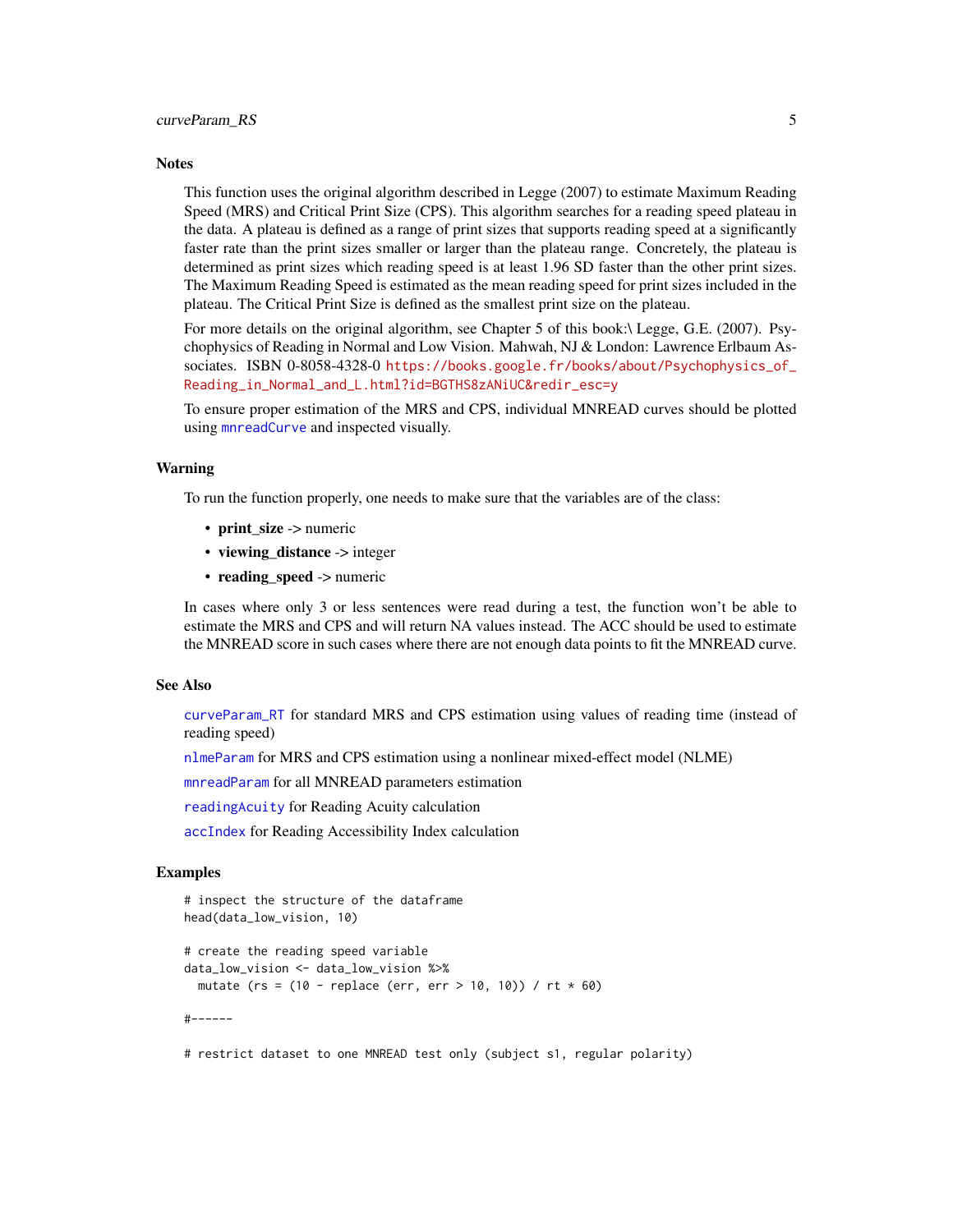### Notes

This function uses the original algorithm described in Legge (2007) to estimate Maximum Reading Speed (MRS) and Critical Print Size (CPS). This algorithm searches for a reading speed plateau in the data. A plateau is defined as a range of print sizes that supports reading speed at a significantly faster rate than the print sizes smaller or larger than the plateau range. Concretely, the plateau is determined as print sizes which reading speed is at least 1.96 SD faster than the other print sizes. The Maximum Reading Speed is estimated as the mean reading speed for print sizes included in the plateau. The Critical Print Size is defined as the smallest print size on the plateau.

For more details on the original algorithm, see Chapter 5 of this book:\ Legge, G.E. (2007). Psychophysics of Reading in Normal and Low Vision. Mahwah, NJ & London: Lawrence Erlbaum Associates. ISBN 0-8058-4328-0 https://books.google.fr/books/about/Psychophysics_of_Reading_in_Normal_and_L.html?id=BGTHS8zANiUC&redir_esc=y

To ensure proper estimation of the MRS and CPS, individual MNREAD curves should be plotted using mnreadCurve and inspected visually.

### Warning

To run the function properly, one needs to make sure that the variables are of the class:

- **print_size** -> numeric
- **viewing_distance** -> integer
- **reading_speed** -> numeric

In cases where only 3 or less sentences were read during a test, the function won't be able to estimate the MRS and CPS and will return NA values instead. The ACC should be used to estimate the MNREAD score in such cases where there are not enough data points to fit the MNREAD curve.

### See Also

curveParam_RT for standard MRS and CPS estimation using values of reading time (instead of reading speed)

nlmeParam for MRS and CPS estimation using a nonlinear mixed-effect model (NLME)

mnreadParam for all MNREAD parameters estimation

readingAcuity for Reading Acuity calculation

accIndex for Reading Accessibility Index calculation

### Examples

```
# inspect the structure of the dataframe
head(data_low_vision, 10)

# create the reading speed variable
data_low_vision <- data_low_vision %>%
  mutate (rs = (10 - replace (err, err > 10, 10)) / rt * 60)

#------

# restrict dataset to one MNREAD test only (subject s1, regular polarity)
```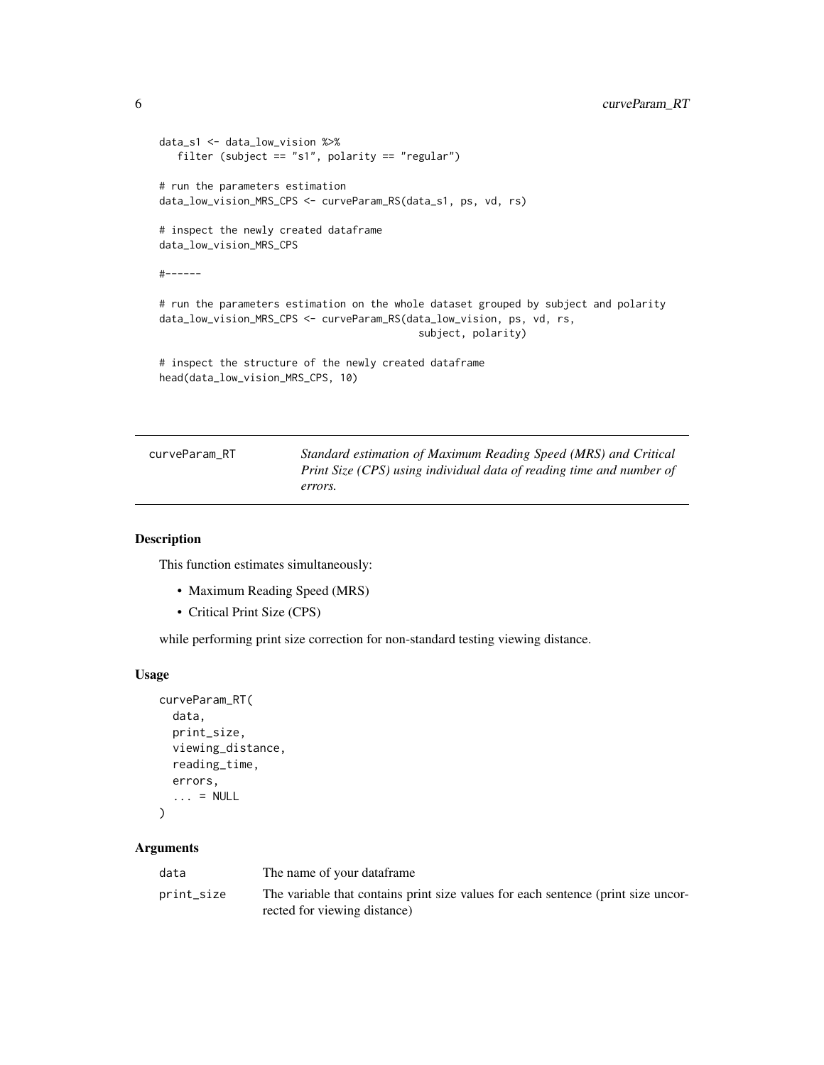```
data_s1 <- data_low_vision %>%
   filter (subject == "s1", polarity == "regular")

# run the parameters estimation
data_low_vision_MRS_CPS <- curveParam_RS(data_s1, ps, vd, rs)

# inspect the newly created dataframe
data_low_vision_MRS_CPS

#------

# run the parameters estimation on the whole dataset grouped by subject and polarity
data_low_vision_MRS_CPS <- curveParam_RS(data_low_vision, ps, vd, rs,
                                         subject, polarity)

# inspect the structure of the newly created dataframe
head(data_low_vision_MRS_CPS, 10)
```

---

## curveParam_RT

*Standard estimation of Maximum Reading Speed (MRS) and Critical Print Size (CPS) using individual data of reading time and number of errors.*

---

### Description

This function estimates simultaneously:

- Maximum Reading Speed (MRS)
- Critical Print Size (CPS)

while performing print size correction for non-standard testing viewing distance.

### Usage

```
curveParam_RT(
  data,
  print_size,
  viewing_distance,
  reading_time,
  errors,
  ... = NULL
)
```

### Arguments

| | |
|---|---|
| `data` | The name of your dataframe |
| `print_size` | The variable that contains print size values for each sentence (print size uncorrected for viewing distance) |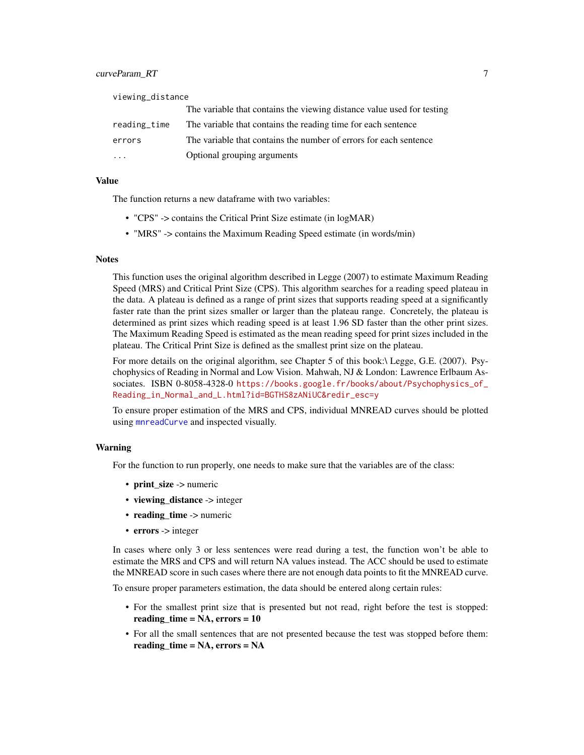| | |
|---|---|
| `viewing_distance` | The variable that contains the viewing distance value used for testing |
| `reading_time` | The variable that contains the reading time for each sentence |
| `errors` | The variable that contains the number of errors for each sentence |
| `...` | Optional grouping arguments |

## Value

The function returns a new dataframe with two variables:

- "CPS" -> contains the Critical Print Size estimate (in logMAR)
- "MRS" -> contains the Maximum Reading Speed estimate (in words/min)

## Notes

This function uses the original algorithm described in Legge (2007) to estimate Maximum Reading Speed (MRS) and Critical Print Size (CPS). This algorithm searches for a reading speed plateau in the data. A plateau is defined as a range of print sizes that supports reading speed at a significantly faster rate than the print sizes smaller or larger than the plateau range. Concretely, the plateau is determined as print sizes which reading speed is at least 1.96 SD faster than the other print sizes. The Maximum Reading Speed is estimated as the mean reading speed for print sizes included in the plateau. The Critical Print Size is defined as the smallest print size on the plateau.

For more details on the original algorithm, see Chapter 5 of this book:\ Legge, G.E. (2007). Psychophysics of Reading in Normal and Low Vision. Mahwah, NJ & London: Lawrence Erlbaum Associates. ISBN 0-8058-4328-0 https://books.google.fr/books/about/Psychophysics_of_Reading_in_Normal_and_L.html?id=BGTHS8zANiUC&redir_esc=y

To ensure proper estimation of the MRS and CPS, individual MNREAD curves should be plotted using `mnreadCurve` and inspected visually.

## Warning

For the function to run properly, one needs to make sure that the variables are of the class:

- **print_size** -> numeric
- **viewing_distance** -> integer
- **reading_time** -> numeric
- **errors** -> integer

In cases where only 3 or less sentences were read during a test, the function won't be able to estimate the MRS and CPS and will return NA values instead. The ACC should be used to estimate the MNREAD score in such cases where there are not enough data points to fit the MNREAD curve.

To ensure proper parameters estimation, the data should be entered along certain rules:

- For the smallest print size that is presented but not read, right before the test is stopped: **reading_time = NA, errors = 10**
- For all the small sentences that are not presented because the test was stopped before them: **reading_time = NA, errors = NA**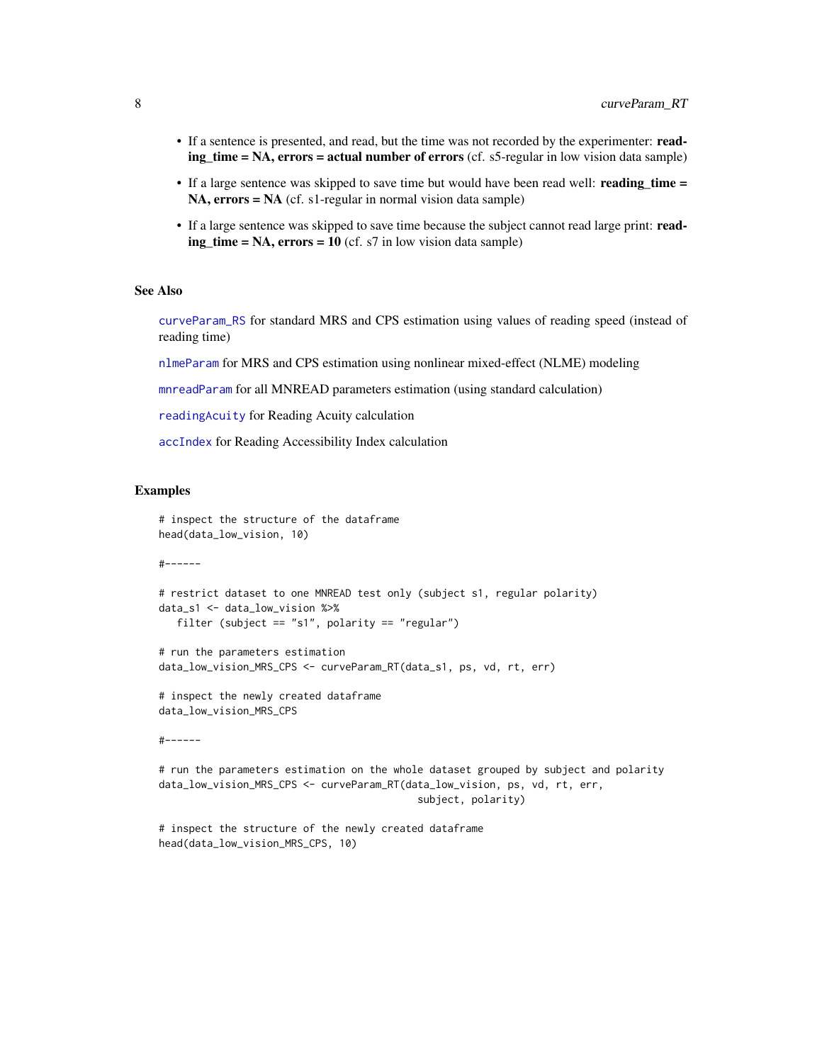- If a sentence is presented, and read, but the time was not recorded by the experimenter: **reading_time = NA, errors = actual number of errors** (cf. s5-regular in low vision data sample)
- If a large sentence was skipped to save time but would have been read well: **reading_time = NA, errors = NA** (cf. s1-regular in normal vision data sample)
- If a large sentence was skipped to save time because the subject cannot read large print: **reading_time = NA, errors = 10** (cf. s7 in low vision data sample)

## See Also

`curveParam_RS` for standard MRS and CPS estimation using values of reading speed (instead of reading time)

`nlmeParam` for MRS and CPS estimation using nonlinear mixed-effect (NLME) modeling

`mnreadParam` for all MNREAD parameters estimation (using standard calculation)

`readingAcuity` for Reading Acuity calculation

`accIndex` for Reading Accessibility Index calculation

## Examples

```
# inspect the structure of the dataframe
head(data_low_vision, 10)

#------

# restrict dataset to one MNREAD test only (subject s1, regular polarity)
data_s1 <- data_low_vision %>%
   filter (subject == "s1", polarity == "regular")

# run the parameters estimation
data_low_vision_MRS_CPS <- curveParam_RT(data_s1, ps, vd, rt, err)

# inspect the newly created dataframe
data_low_vision_MRS_CPS

#------

# run the parameters estimation on the whole dataset grouped by subject and polarity
data_low_vision_MRS_CPS <- curveParam_RT(data_low_vision, ps, vd, rt, err,
                                          subject, polarity)

# inspect the structure of the newly created dataframe
head(data_low_vision_MRS_CPS, 10)
```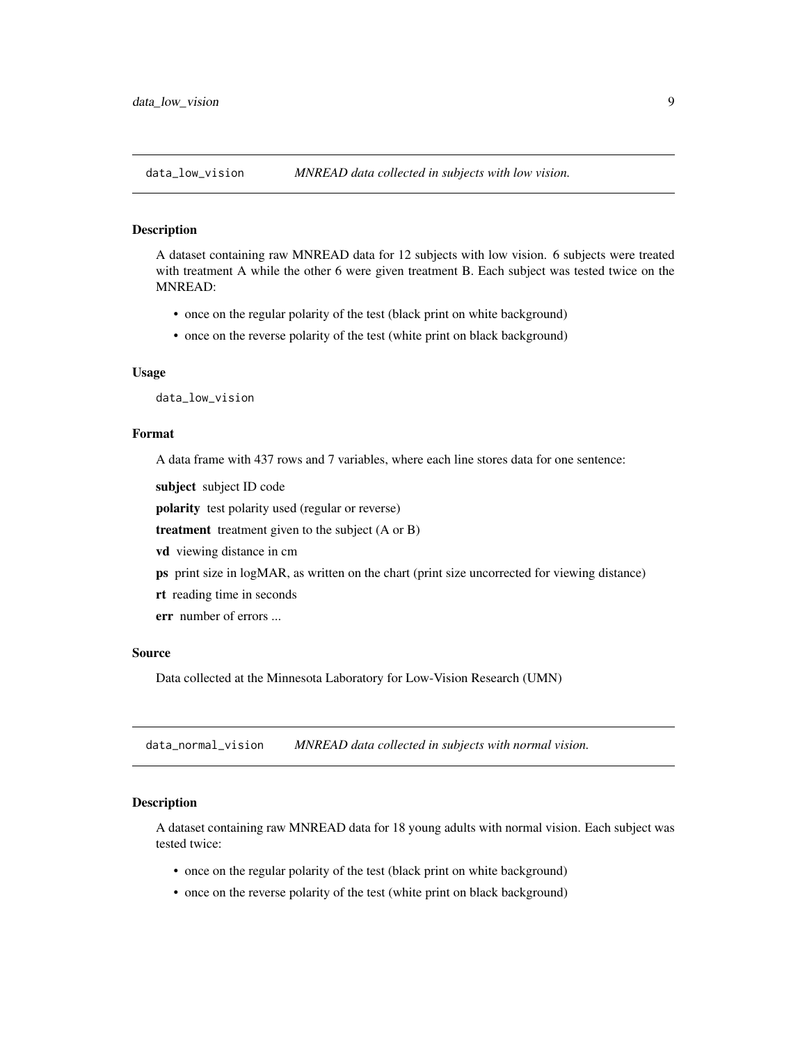## data_low_vision — *MNREAD data collected in subjects with low vision.*

### Description

A dataset containing raw MNREAD data for 12 subjects with low vision. 6 subjects were treated with treatment A while the other 6 were given treatment B. Each subject was tested twice on the MNREAD:

- once on the regular polarity of the test (black print on white background)
- once on the reverse polarity of the test (white print on black background)

### Usage

```
data_low_vision
```

### Format

A data frame with 437 rows and 7 variables, where each line stores data for one sentence:

**subject** subject ID code

**polarity** test polarity used (regular or reverse)

**treatment** treatment given to the subject (A or B)

**vd** viewing distance in cm

**ps** print size in logMAR, as written on the chart (print size uncorrected for viewing distance)

**rt** reading time in seconds

**err** number of errors ...

### Source

Data collected at the Minnesota Laboratory for Low-Vision Research (UMN)

## data_normal_vision — *MNREAD data collected in subjects with normal vision.*

### Description

A dataset containing raw MNREAD data for 18 young adults with normal vision. Each subject was tested twice:

- once on the regular polarity of the test (black print on white background)
- once on the reverse polarity of the test (white print on black background)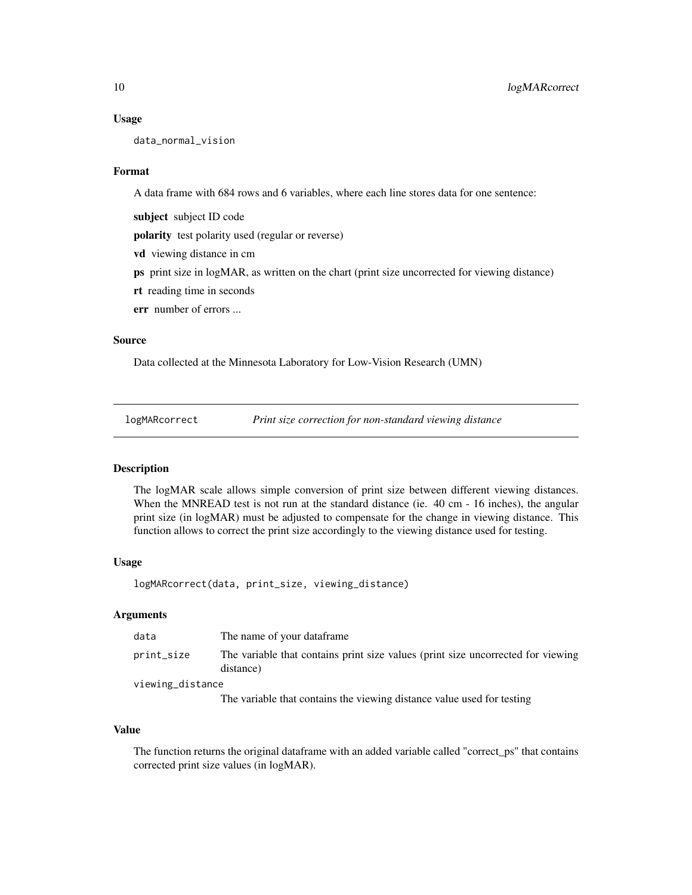### Usage

```
data_normal_vision
```

### Format

A data frame with 684 rows and 6 variables, where each line stores data for one sentence:

**subject** subject ID code

**polarity** test polarity used (regular or reverse)

**vd** viewing distance in cm

**ps** print size in logMAR, as written on the chart (print size uncorrected for viewing distance)

**rt** reading time in seconds

**err** number of errors ...

### Source

Data collected at the Minnesota Laboratory for Low-Vision Research (UMN)

---

## `logMARcorrect` *Print size correction for non-standard viewing distance*

---

### Description

The logMAR scale allows simple conversion of print size between different viewing distances. When the MNREAD test is not run at the standard distance (ie. 40 cm - 16 inches), the angular print size (in logMAR) must be adjusted to compensate for the change in viewing distance. This function allows to correct the print size accordingly to the viewing distance used for testing.

### Usage

```
logMARcorrect(data, print_size, viewing_distance)
```

### Arguments

| | |
|---|---|
| `data` | The name of your dataframe |
| `print_size` | The variable that contains print size values (print size uncorrected for viewing distance) |
| `viewing_distance` | The variable that contains the viewing distance value used for testing |

### Value

The function returns the original dataframe with an added variable called "correct_ps" that contains corrected print size values (in logMAR).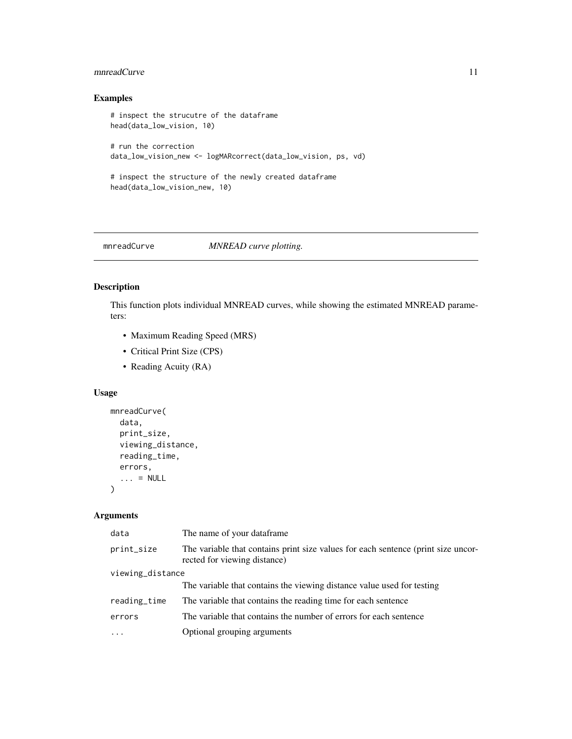## Examples

```
# inspect the strucutre of the dataframe
head(data_low_vision, 10)

# run the correction
data_low_vision_new <- logMARcorrect(data_low_vision, ps, vd)

# inspect the structure of the newly created dataframe
head(data_low_vision_new, 10)
```

---

# mnreadCurve *MNREAD curve plotting.*

---

## Description

This function plots individual MNREAD curves, while showing the estimated MNREAD parameters:

- Maximum Reading Speed (MRS)
- Critical Print Size (CPS)
- Reading Acuity (RA)

## Usage

```
mnreadCurve(
  data,
  print_size,
  viewing_distance,
  reading_time,
  errors,
  ... = NULL
)
```

## Arguments

| | |
|---|---|
| data | The name of your dataframe |
| print_size | The variable that contains print size values for each sentence (print size uncorrected for viewing distance) |
| viewing_distance | The variable that contains the viewing distance value used for testing |
| reading_time | The variable that contains the reading time for each sentence |
| errors | The variable that contains the number of errors for each sentence |
| ... | Optional grouping arguments |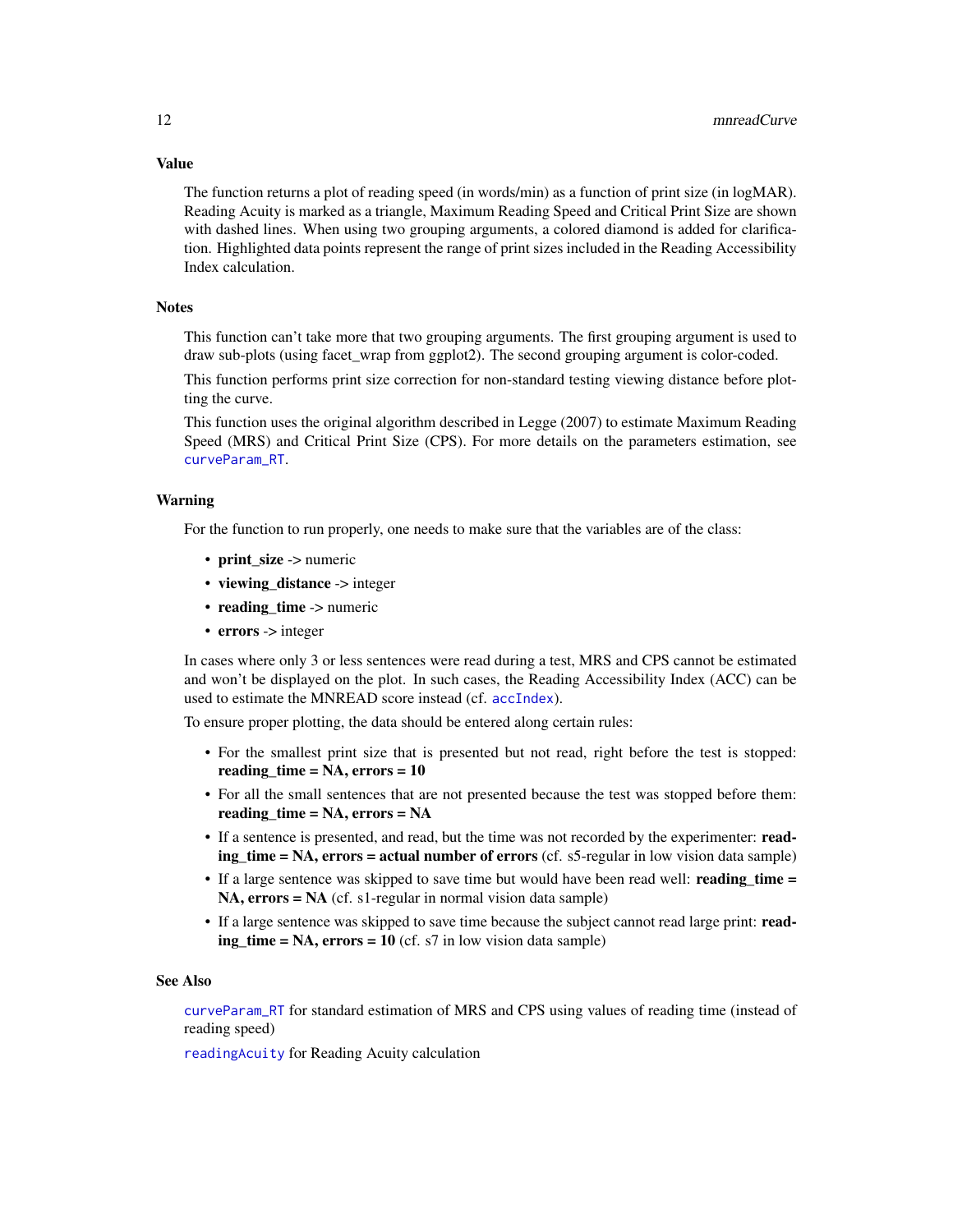## Value

The function returns a plot of reading speed (in words/min) as a function of print size (in logMAR). Reading Acuity is marked as a triangle, Maximum Reading Speed and Critical Print Size are shown with dashed lines. When using two grouping arguments, a colored diamond is added for clarification. Highlighted data points represent the range of print sizes included in the Reading Accessibility Index calculation.

## Notes

This function can't take more that two grouping arguments. The first grouping argument is used to draw sub-plots (using facet_wrap from ggplot2). The second grouping argument is color-coded.

This function performs print size correction for non-standard testing viewing distance before plotting the curve.

This function uses the original algorithm described in Legge (2007) to estimate Maximum Reading Speed (MRS) and Critical Print Size (CPS). For more details on the parameters estimation, see `curveParam_RT`.

## Warning

For the function to run properly, one needs to make sure that the variables are of the class:

- **print_size** -> numeric
- **viewing_distance** -> integer
- **reading_time** -> numeric
- **errors** -> integer

In cases where only 3 or less sentences were read during a test, MRS and CPS cannot be estimated and won't be displayed on the plot. In such cases, the Reading Accessibility Index (ACC) can be used to estimate the MNREAD score instead (cf. `accIndex`).

To ensure proper plotting, the data should be entered along certain rules:

- For the smallest print size that is presented but not read, right before the test is stopped: **reading_time = NA, errors = 10**
- For all the small sentences that are not presented because the test was stopped before them: **reading_time = NA, errors = NA**
- If a sentence is presented, and read, but the time was not recorded by the experimenter: **reading_time = NA, errors = actual number of errors** (cf. s5-regular in low vision data sample)
- If a large sentence was skipped to save time but would have been read well: **reading_time = NA, errors = NA** (cf. s1-regular in normal vision data sample)
- If a large sentence was skipped to save time because the subject cannot read large print: **reading_time = NA, errors = 10** (cf. s7 in low vision data sample)

## See Also

`curveParam_RT` for standard estimation of MRS and CPS using values of reading time (instead of reading speed)

`readingAcuity` for Reading Acuity calculation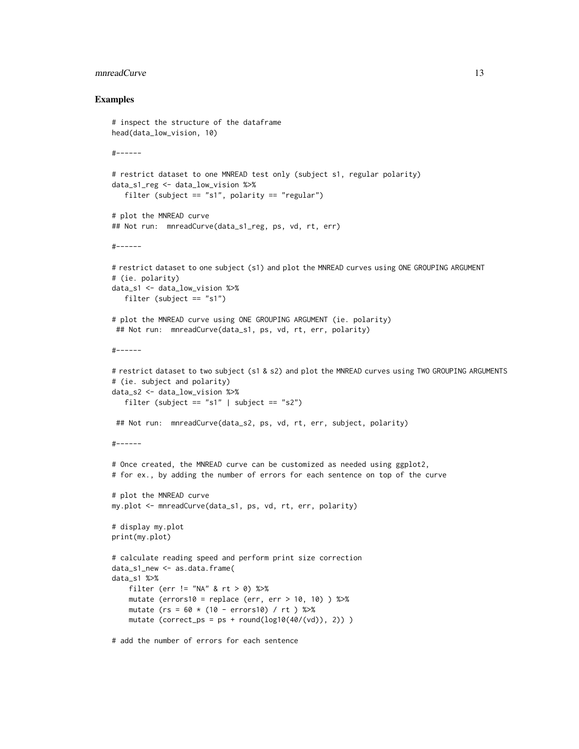## Examples

```
# inspect the structure of the dataframe
head(data_low_vision, 10)

#------

# restrict dataset to one MNREAD test only (subject s1, regular polarity)
data_s1_reg <- data_low_vision %>%
   filter (subject == "s1", polarity == "regular")

# plot the MNREAD curve
## Not run:  mnreadCurve(data_s1_reg, ps, vd, rt, err)

#------

# restrict dataset to one subject (s1) and plot the MNREAD curves using ONE GROUPING ARGUMENT
# (ie. polarity)
data_s1 <- data_low_vision %>%
   filter (subject == "s1")

# plot the MNREAD curve using ONE GROUPING ARGUMENT (ie. polarity)
 ## Not run:  mnreadCurve(data_s1, ps, vd, rt, err, polarity)

#------

# restrict dataset to two subject (s1 & s2) and plot the MNREAD curves using TWO GROUPING ARGUMENTS
# (ie. subject and polarity)
data_s2 <- data_low_vision %>%
   filter (subject == "s1" | subject == "s2")

 ## Not run:  mnreadCurve(data_s2, ps, vd, rt, err, subject, polarity)

#------

# Once created, the MNREAD curve can be customized as needed using ggplot2,
# for ex., by adding the number of errors for each sentence on top of the curve

# plot the MNREAD curve
my.plot <- mnreadCurve(data_s1, ps, vd, rt, err, polarity)

# display my.plot
print(my.plot)

# calculate reading speed and perform print size correction
data_s1_new <- as.data.frame(
data_s1 %>%
    filter (err != "NA" & rt > 0) %>%
    mutate (errors10 = replace (err, err > 10, 10) ) %>%
    mutate (rs = 60 * (10 - errors10) / rt ) %>%
    mutate (correct_ps = ps + round(log10(40/(vd)), 2)) )

# add the number of errors for each sentence
```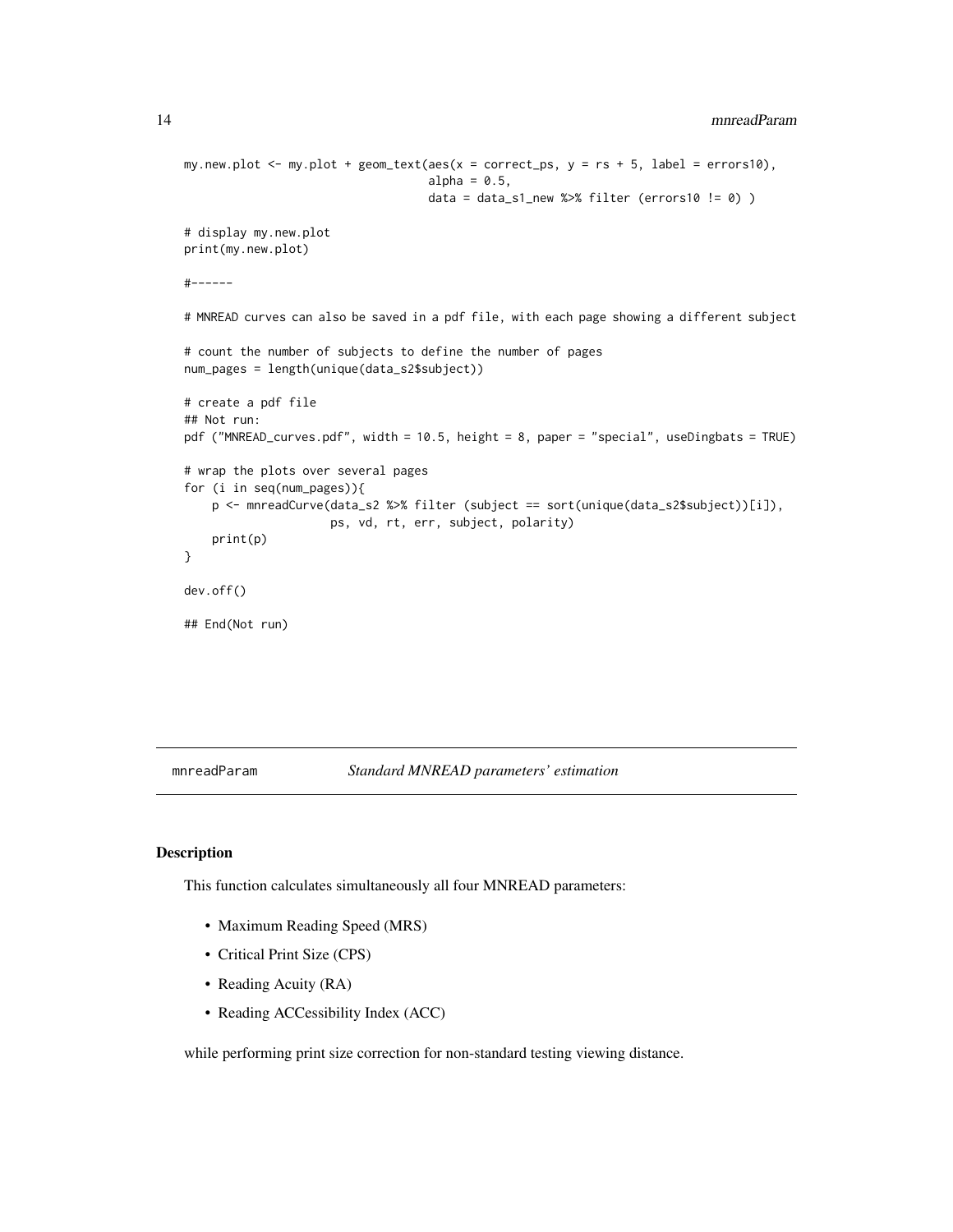```
my.new.plot <- my.plot + geom_text(aes(x = correct_ps, y = rs + 5, label = errors10),
                                   alpha = 0.5,
                                   data = data_s1_new %>% filter (errors10 != 0) )

# display my.new.plot
print(my.new.plot)

#------

# MNREAD curves can also be saved in a pdf file, with each page showing a different subject

# count the number of subjects to define the number of pages
num_pages = length(unique(data_s2$subject))

# create a pdf file
## Not run:
pdf ("MNREAD_curves.pdf", width = 10.5, height = 8, paper = "special", useDingbats = TRUE)

# wrap the plots over several pages
for (i in seq(num_pages)){
    p <- mnreadCurve(data_s2 %>% filter (subject == sort(unique(data_s2$subject))[i]),
                     ps, vd, rt, err, subject, polarity)
    print(p)
}

dev.off()

## End(Not run)
```

## mnreadParam — *Standard MNREAD parameters' estimation*

### Description

This function calculates simultaneously all four MNREAD parameters:

- Maximum Reading Speed (MRS)
- Critical Print Size (CPS)
- Reading Acuity (RA)
- Reading ACCessibility Index (ACC)

while performing print size correction for non-standard testing viewing distance.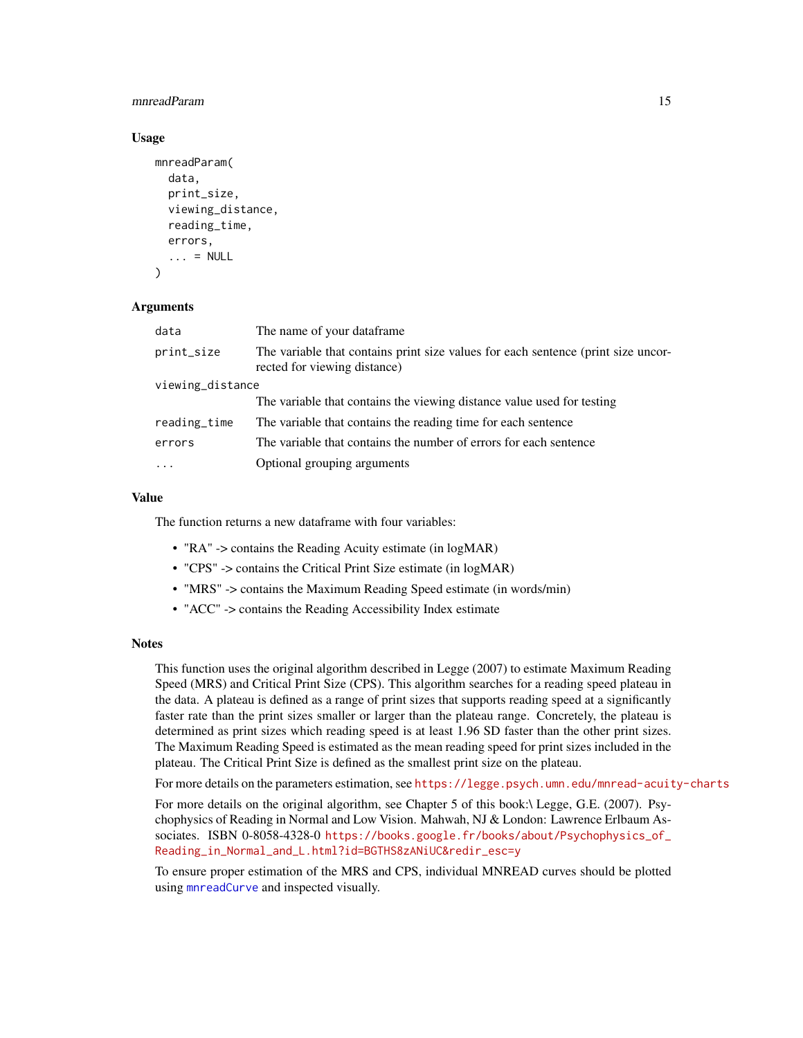### Usage

```
mnreadParam(
  data,
  print_size,
  viewing_distance,
  reading_time,
  errors,
  ... = NULL
)
```

### Arguments

| | |
|---|---|
| data | The name of your dataframe |
| print_size | The variable that contains print size values for each sentence (print size uncorrected for viewing distance) |
| viewing_distance | The variable that contains the viewing distance value used for testing |
| reading_time | The variable that contains the reading time for each sentence |
| errors | The variable that contains the number of errors for each sentence |
| ... | Optional grouping arguments |

### Value

The function returns a new dataframe with four variables:

- "RA" -> contains the Reading Acuity estimate (in logMAR)
- "CPS" -> contains the Critical Print Size estimate (in logMAR)
- "MRS" -> contains the Maximum Reading Speed estimate (in words/min)
- "ACC" -> contains the Reading Accessibility Index estimate

### Notes

This function uses the original algorithm described in Legge (2007) to estimate Maximum Reading Speed (MRS) and Critical Print Size (CPS). This algorithm searches for a reading speed plateau in the data. A plateau is defined as a range of print sizes that supports reading speed at a significantly faster rate than the print sizes smaller or larger than the plateau range. Concretely, the plateau is determined as print sizes which reading speed is at least 1.96 SD faster than the other print sizes. The Maximum Reading Speed is estimated as the mean reading speed for print sizes included in the plateau. The Critical Print Size is defined as the smallest print size on the plateau.

For more details on the parameters estimation, see https://legge.psych.umn.edu/mnread-acuity-charts

For more details on the original algorithm, see Chapter 5 of this book:\ Legge, G.E. (2007). Psychophysics of Reading in Normal and Low Vision. Mahwah, NJ & London: Lawrence Erlbaum Associates. ISBN 0-8058-4328-0 https://books.google.fr/books/about/Psychophysics_of_Reading_in_Normal_and_L.html?id=BGTHS8zANiUC&redir_esc=y

To ensure proper estimation of the MRS and CPS, individual MNREAD curves should be plotted using mnreadCurve and inspected visually.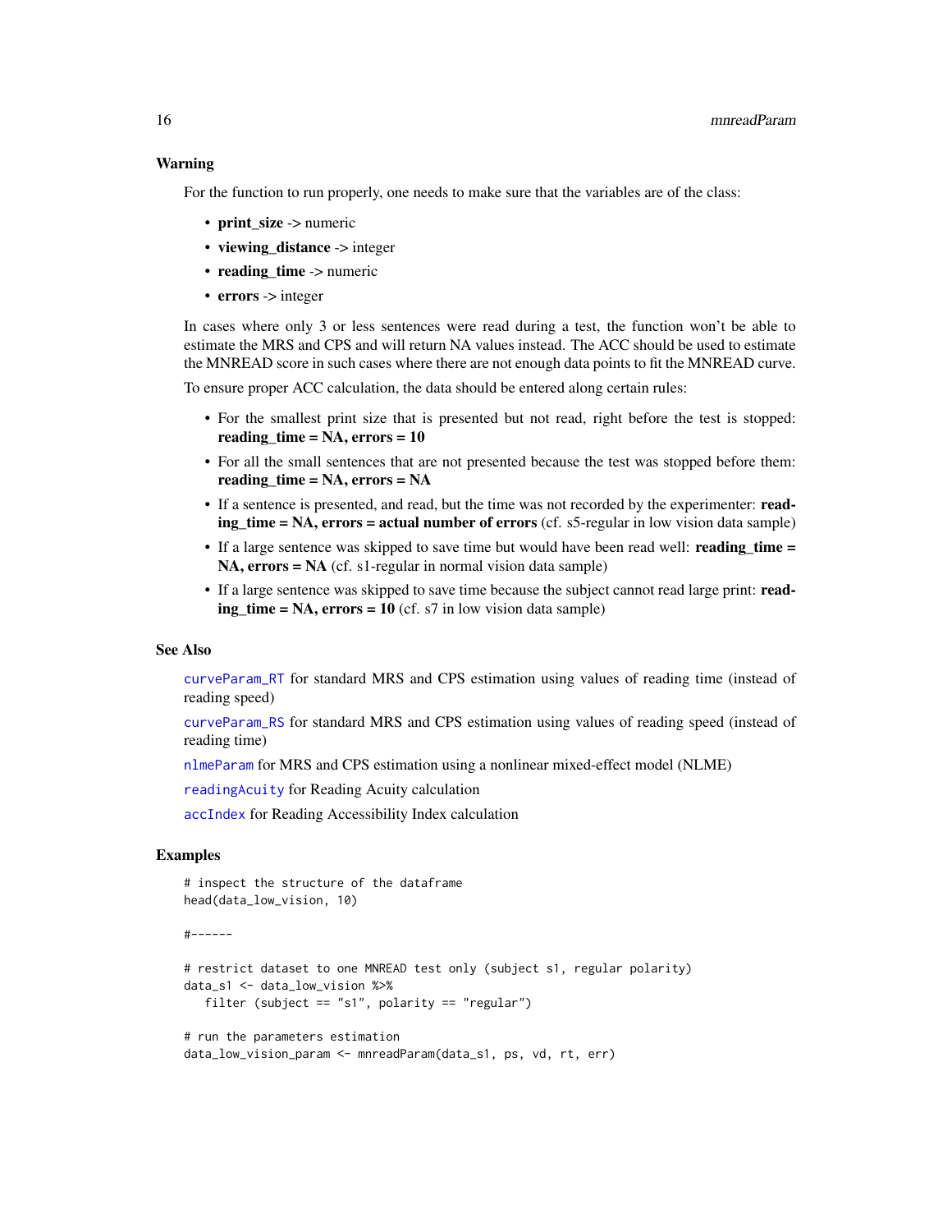### Warning

For the function to run properly, one needs to make sure that the variables are of the class:

- **print_size** -> numeric
- **viewing_distance** -> integer
- **reading_time** -> numeric
- **errors** -> integer

In cases where only 3 or less sentences were read during a test, the function won't be able to estimate the MRS and CPS and will return NA values instead. The ACC should be used to estimate the MNREAD score in such cases where there are not enough data points to fit the MNREAD curve.

To ensure proper ACC calculation, the data should be entered along certain rules:

- For the smallest print size that is presented but not read, right before the test is stopped: **reading_time = NA, errors = 10**
- For all the small sentences that are not presented because the test was stopped before them: **reading_time = NA, errors = NA**
- If a sentence is presented, and read, but the time was not recorded by the experimenter: **reading_time = NA, errors = actual number of errors** (cf. s5-regular in low vision data sample)
- If a large sentence was skipped to save time but would have been read well: **reading_time = NA, errors = NA** (cf. s1-regular in normal vision data sample)
- If a large sentence was skipped to save time because the subject cannot read large print: **reading_time = NA, errors = 10** (cf. s7 in low vision data sample)

### See Also

curveParam_RT for standard MRS and CPS estimation using values of reading time (instead of reading speed)

curveParam_RS for standard MRS and CPS estimation using values of reading speed (instead of reading time)

nlmeParam for MRS and CPS estimation using a nonlinear mixed-effect model (NLME)

readingAcuity for Reading Acuity calculation

accIndex for Reading Accessibility Index calculation

### Examples

```
# inspect the structure of the dataframe
head(data_low_vision, 10)

#------

# restrict dataset to one MNREAD test only (subject s1, regular polarity)
data_s1 <- data_low_vision %>%
   filter (subject == "s1", polarity == "regular")

# run the parameters estimation
data_low_vision_param <- mnreadParam(data_s1, ps, vd, rt, err)
```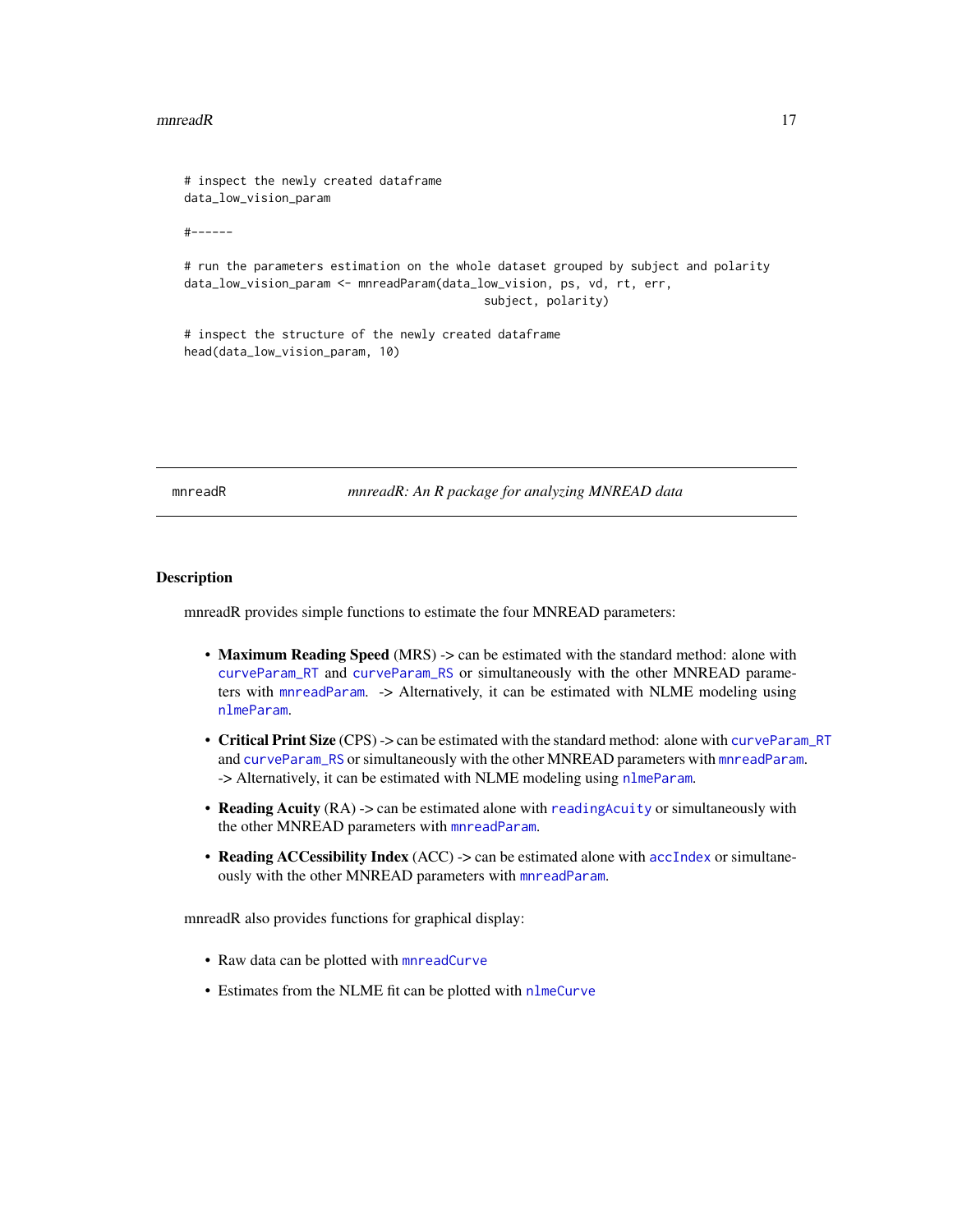```
# inspect the newly created dataframe
data_low_vision_param

#------

# run the parameters estimation on the whole dataset grouped by subject and polarity
data_low_vision_param <- mnreadParam(data_low_vision, ps, vd, rt, err,
                                     subject, polarity)

# inspect the structure of the newly created dataframe
head(data_low_vision_param, 10)
```

---

`mnreadR` *mnreadR: An R package for analyzing MNREAD data*

---

### Description

mnreadR provides simple functions to estimate the four MNREAD parameters:

- **Maximum Reading Speed** (MRS) -> can be estimated with the standard method: alone with `curveParam_RT` and `curveParam_RS` or simultaneously with the other MNREAD parameters with `mnreadParam`. -> Alternatively, it can be estimated with NLME modeling using `nlmeParam`.
- **Critical Print Size** (CPS) -> can be estimated with the standard method: alone with `curveParam_RT` and `curveParam_RS` or simultaneously with the other MNREAD parameters with `mnreadParam`. -> Alternatively, it can be estimated with NLME modeling using `nlmeParam`.
- **Reading Acuity** (RA) -> can be estimated alone with `readingAcuity` or simultaneously with the other MNREAD parameters with `mnreadParam`.
- **Reading ACCessibility Index** (ACC) -> can be estimated alone with `accIndex` or simultaneously with the other MNREAD parameters with `mnreadParam`.

mnreadR also provides functions for graphical display:

- Raw data can be plotted with `mnreadCurve`
- Estimates from the NLME fit can be plotted with `nlmeCurve`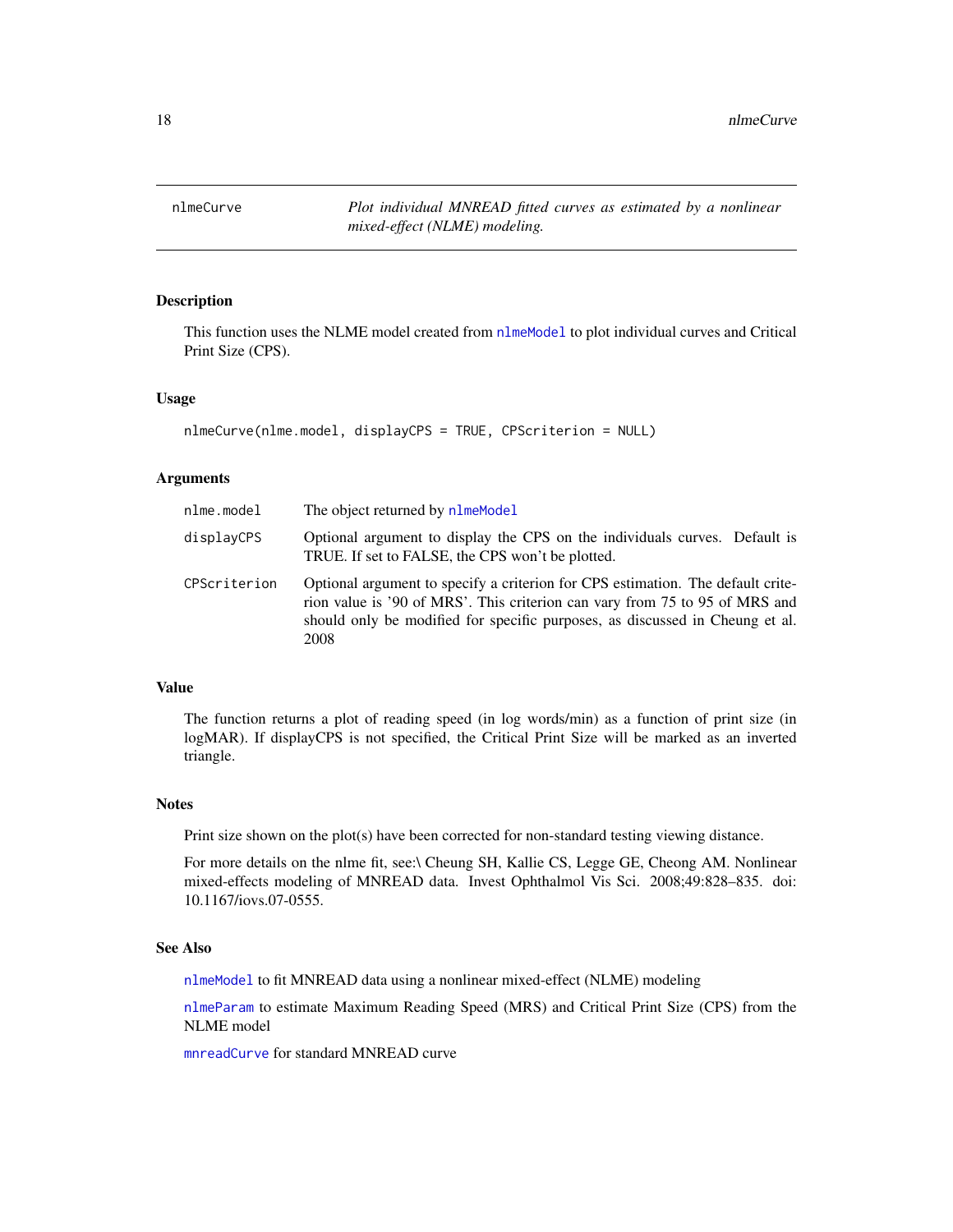# nlmeCurve

*Plot individual MNREAD fitted curves as estimated by a nonlinear mixed-effect (NLME) modeling.*

## Description

This function uses the NLME model created from nlmeModel to plot individual curves and Critical Print Size (CPS).

## Usage

```
nlmeCurve(nlme.model, displayCPS = TRUE, CPScriterion = NULL)
```

## Arguments

| | |
|---|---|
| nlme.model | The object returned by nlmeModel |
| displayCPS | Optional argument to display the CPS on the individuals curves. Default is TRUE. If set to FALSE, the CPS won't be plotted. |
| CPScriterion | Optional argument to specify a criterion for CPS estimation. The default criterion value is '90 of MRS'. This criterion can vary from 75 to 95 of MRS and should only be modified for specific purposes, as discussed in Cheung et al. 2008 |

## Value

The function returns a plot of reading speed (in log words/min) as a function of print size (in logMAR). If displayCPS is not specified, the Critical Print Size will be marked as an inverted triangle.

## Notes

Print size shown on the plot(s) have been corrected for non-standard testing viewing distance.

For more details on the nlme fit, see:\ Cheung SH, Kallie CS, Legge GE, Cheong AM. Nonlinear mixed-effects modeling of MNREAD data. Invest Ophthalmol Vis Sci. 2008;49:828–835. doi: 10.1167/iovs.07-0555.

## See Also

nlmeModel to fit MNREAD data using a nonlinear mixed-effect (NLME) modeling

nlmeParam to estimate Maximum Reading Speed (MRS) and Critical Print Size (CPS) from the NLME model

mnreadCurve for standard MNREAD curve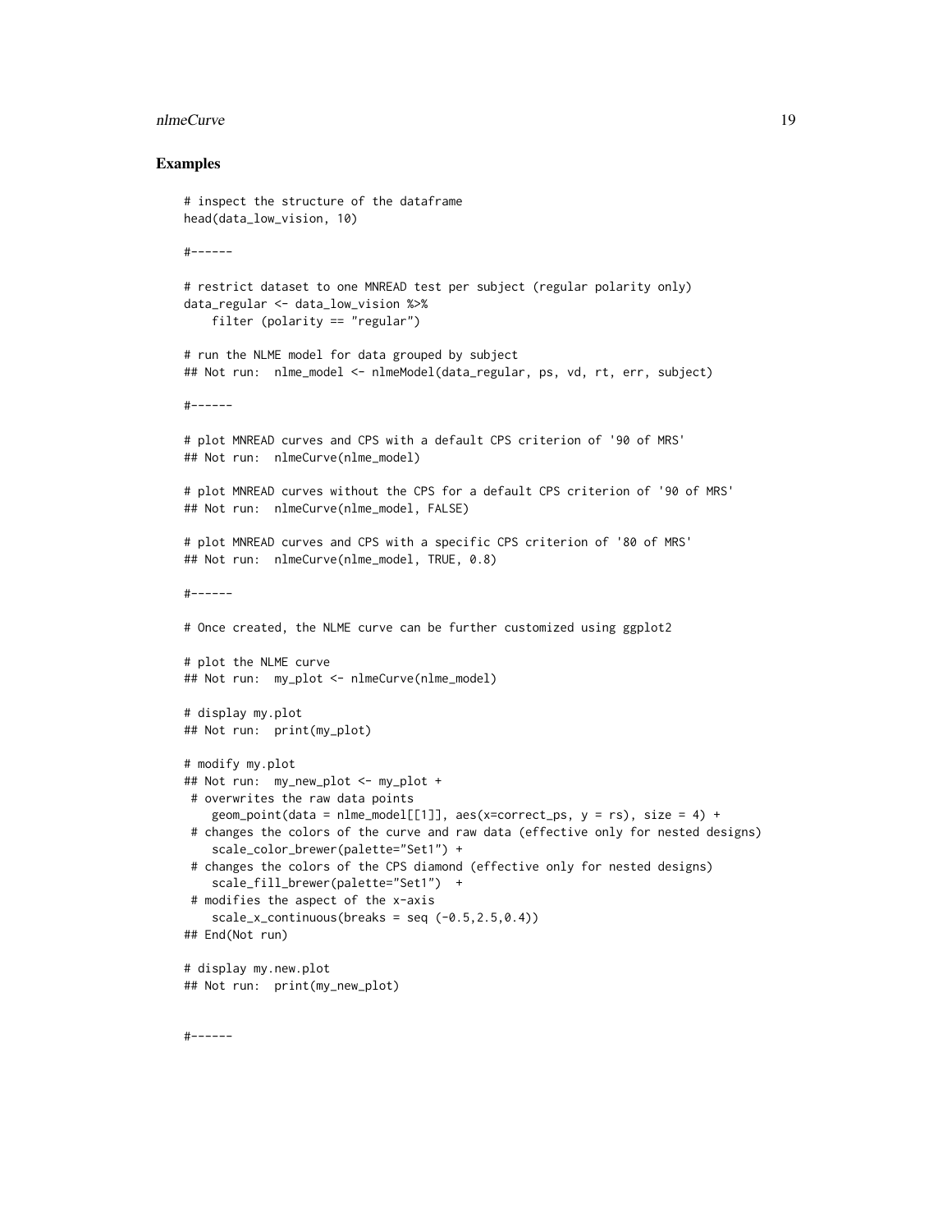### Examples

```
# inspect the structure of the dataframe
head(data_low_vision, 10)

#------

# restrict dataset to one MNREAD test per subject (regular polarity only)
data_regular <- data_low_vision %>%
    filter (polarity == "regular")

# run the NLME model for data grouped by subject
## Not run:  nlme_model <- nlmeModel(data_regular, ps, vd, rt, err, subject)

#------

# plot MNREAD curves and CPS with a default CPS criterion of '90 of MRS'
## Not run:  nlmeCurve(nlme_model)

# plot MNREAD curves without the CPS for a default CPS criterion of '90 of MRS'
## Not run:  nlmeCurve(nlme_model, FALSE)

# plot MNREAD curves and CPS with a specific CPS criterion of '80 of MRS'
## Not run:  nlmeCurve(nlme_model, TRUE, 0.8)

#------

# Once created, the NLME curve can be further customized using ggplot2

# plot the NLME curve
## Not run:  my_plot <- nlmeCurve(nlme_model)

# display my.plot
## Not run:  print(my_plot)

# modify my.plot
## Not run:  my_new_plot <- my_plot +
 # overwrites the raw data points
    geom_point(data = nlme_model[[1]], aes(x=correct_ps, y = rs), size = 4) +
 # changes the colors of the curve and raw data (effective only for nested designs)
    scale_color_brewer(palette="Set1") +
 # changes the colors of the CPS diamond (effective only for nested designs)
    scale_fill_brewer(palette="Set1")  +
 # modifies the aspect of the x-axis
    scale_x_continuous(breaks = seq (-0.5,2.5,0.4))
## End(Not run)

# display my.new.plot
## Not run:  print(my_new_plot)


#------
```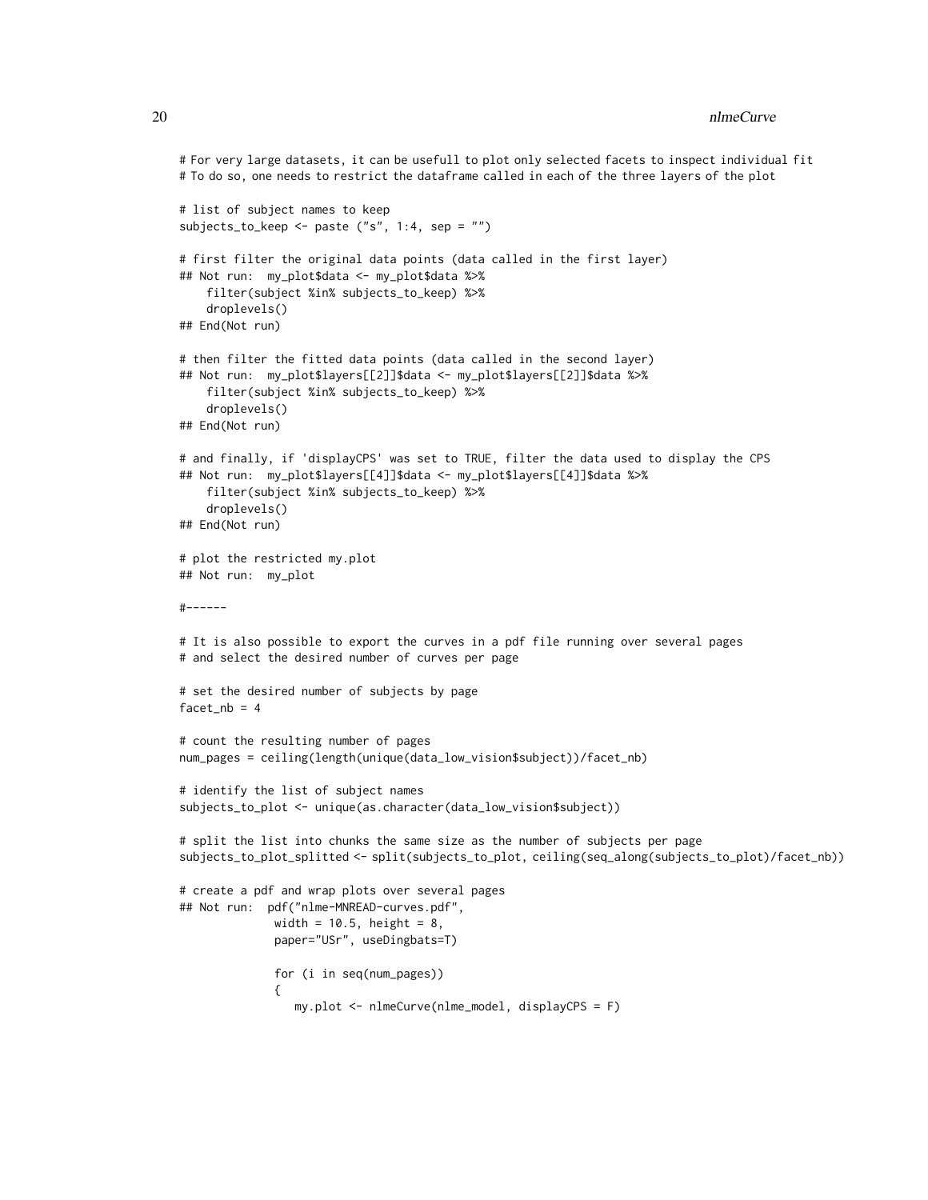```
# For very large datasets, it can be usefull to plot only selected facets to inspect individual fit
# To do so, one needs to restrict the dataframe called in each of the three layers of the plot

# list of subject names to keep
subjects_to_keep <- paste ("s", 1:4, sep = "")

# first filter the original data points (data called in the first layer)
## Not run:  my_plot$data <- my_plot$data %>%
    filter(subject %in% subjects_to_keep) %>%
    droplevels()
## End(Not run)

# then filter the fitted data points (data called in the second layer)
## Not run:  my_plot$layers[[2]]$data <- my_plot$layers[[2]]$data %>%
    filter(subject %in% subjects_to_keep) %>%
    droplevels()
## End(Not run)

# and finally, if 'displayCPS' was set to TRUE, filter the data used to display the CPS
## Not run:  my_plot$layers[[4]]$data <- my_plot$layers[[4]]$data %>%
    filter(subject %in% subjects_to_keep) %>%
    droplevels()
## End(Not run)

# plot the restricted my.plot
## Not run:  my_plot

#------

# It is also possible to export the curves in a pdf file running over several pages
# and select the desired number of curves per page

# set the desired number of subjects by page
facet_nb = 4

# count the resulting number of pages
num_pages = ceiling(length(unique(data_low_vision$subject))/facet_nb)

# identify the list of subject names
subjects_to_plot <- unique(as.character(data_low_vision$subject))

# split the list into chunks the same size as the number of subjects per page
subjects_to_plot_splitted <- split(subjects_to_plot, ceiling(seq_along(subjects_to_plot)/facet_nb))

# create a pdf and wrap plots over several pages
## Not run:  pdf("nlme-MNREAD-curves.pdf",
             width = 10.5, height = 8,
             paper="USr", useDingbats=T)

             for (i in seq(num_pages))
             {
                my.plot <- nlmeCurve(nlme_model, displayCPS = F)
```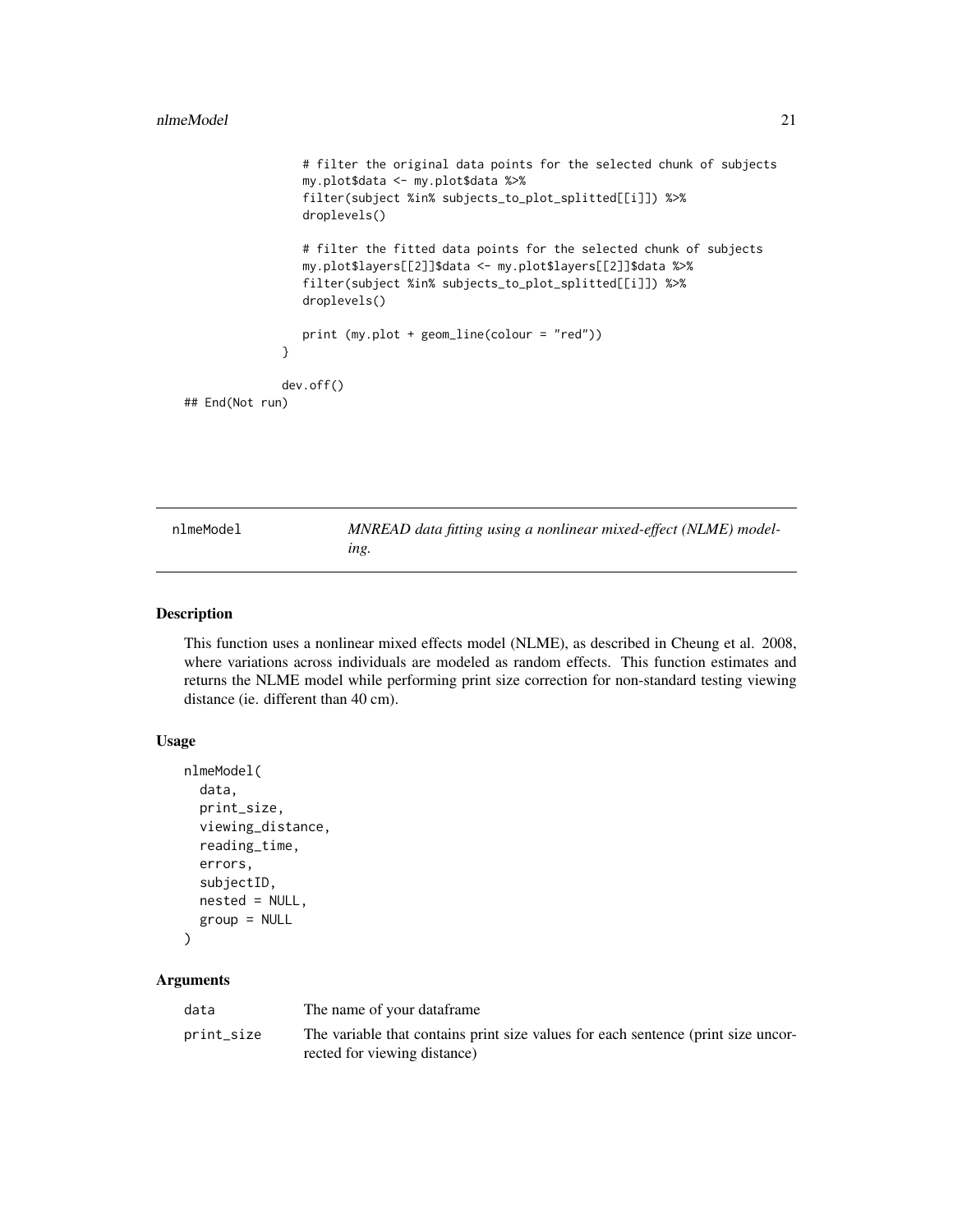```
                # filter the original data points for the selected chunk of subjects
                my.plot$data <- my.plot$data %>%
                filter(subject %in% subjects_to_plot_splitted[[i]]) %>%
                droplevels()

                # filter the fitted data points for the selected chunk of subjects
                my.plot$layers[[2]]$data <- my.plot$layers[[2]]$data %>%
                filter(subject %in% subjects_to_plot_splitted[[i]]) %>%
                droplevels()

                print (my.plot + geom_line(colour = "red"))
            }

            dev.off()
## End(Not run)
```

---

## nlmeModel — *MNREAD data fitting using a nonlinear mixed-effect (NLME) modeling.*

---

### Description

This function uses a nonlinear mixed effects model (NLME), as described in Cheung et al. 2008, where variations across individuals are modeled as random effects. This function estimates and returns the NLME model while performing print size correction for non-standard testing viewing distance (ie. different than 40 cm).

### Usage

```
nlmeModel(
  data,
  print_size,
  viewing_distance,
  reading_time,
  errors,
  subjectID,
  nested = NULL,
  group = NULL
)
```

### Arguments

| | |
|---|---|
| `data` | The name of your dataframe |
| `print_size` | The variable that contains print size values for each sentence (print size uncorrected for viewing distance) |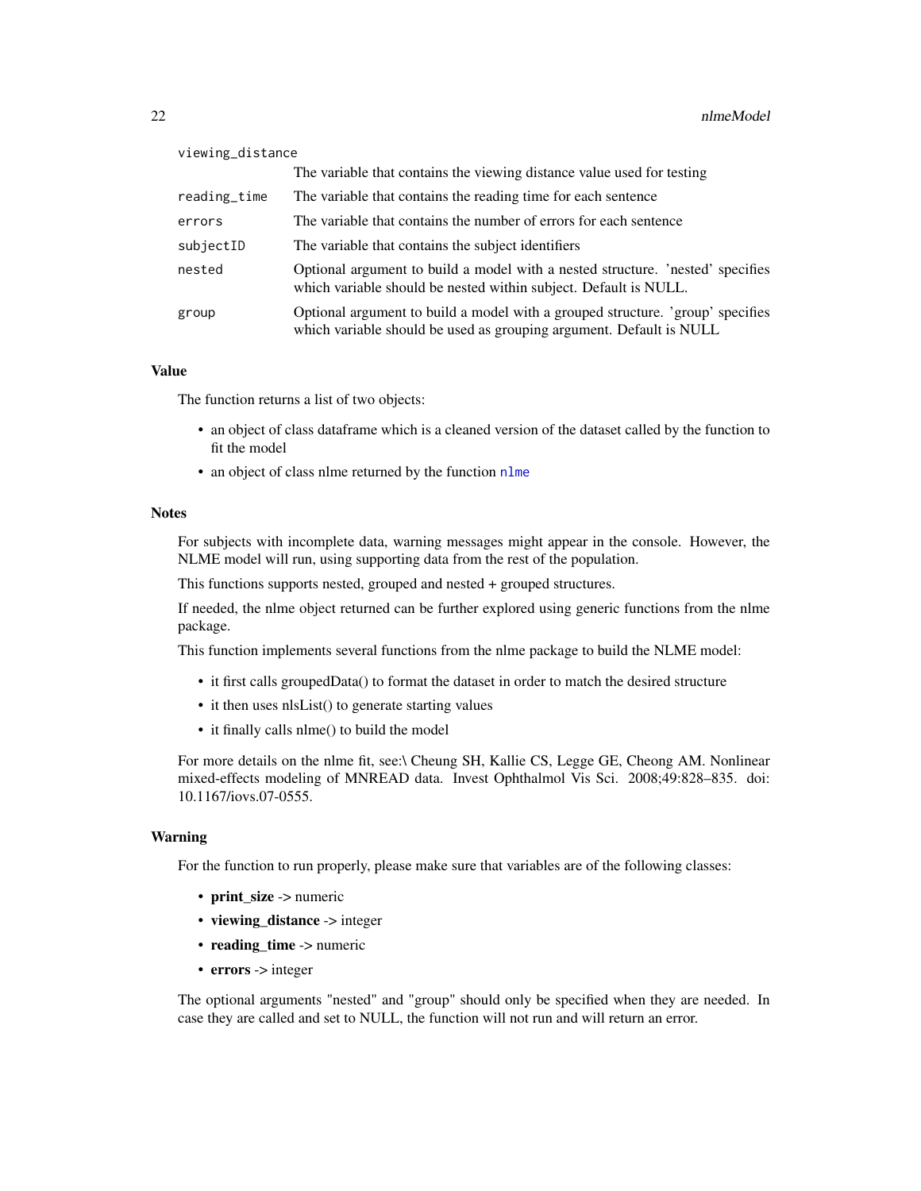| | |
|---|---|
| viewing_distance | The variable that contains the viewing distance value used for testing |
| reading_time | The variable that contains the reading time for each sentence |
| errors | The variable that contains the number of errors for each sentence |
| subjectID | The variable that contains the subject identifiers |
| nested | Optional argument to build a model with a nested structure. 'nested' specifies which variable should be nested within subject. Default is NULL. |
| group | Optional argument to build a model with a grouped structure. 'group' specifies which variable should be used as grouping argument. Default is NULL |

### Value

The function returns a list of two objects:

- an object of class dataframe which is a cleaned version of the dataset called by the function to fit the model
- an object of class nlme returned by the function nlme

### Notes

For subjects with incomplete data, warning messages might appear in the console. However, the NLME model will run, using supporting data from the rest of the population.

This functions supports nested, grouped and nested + grouped structures.

If needed, the nlme object returned can be further explored using generic functions from the nlme package.

This function implements several functions from the nlme package to build the NLME model:

- it first calls groupedData() to format the dataset in order to match the desired structure
- it then uses nlsList() to generate starting values
- it finally calls nlme() to build the model

For more details on the nlme fit, see:\ Cheung SH, Kallie CS, Legge GE, Cheong AM. Nonlinear mixed-effects modeling of MNREAD data. Invest Ophthalmol Vis Sci. 2008;49:828–835. doi: 10.1167/iovs.07-0555.

### Warning

For the function to run properly, please make sure that variables are of the following classes:

- **print_size** -> numeric
- **viewing_distance** -> integer
- **reading_time** -> numeric
- **errors** -> integer

The optional arguments "nested" and "group" should only be specified when they are needed. In case they are called and set to NULL, the function will not run and will return an error.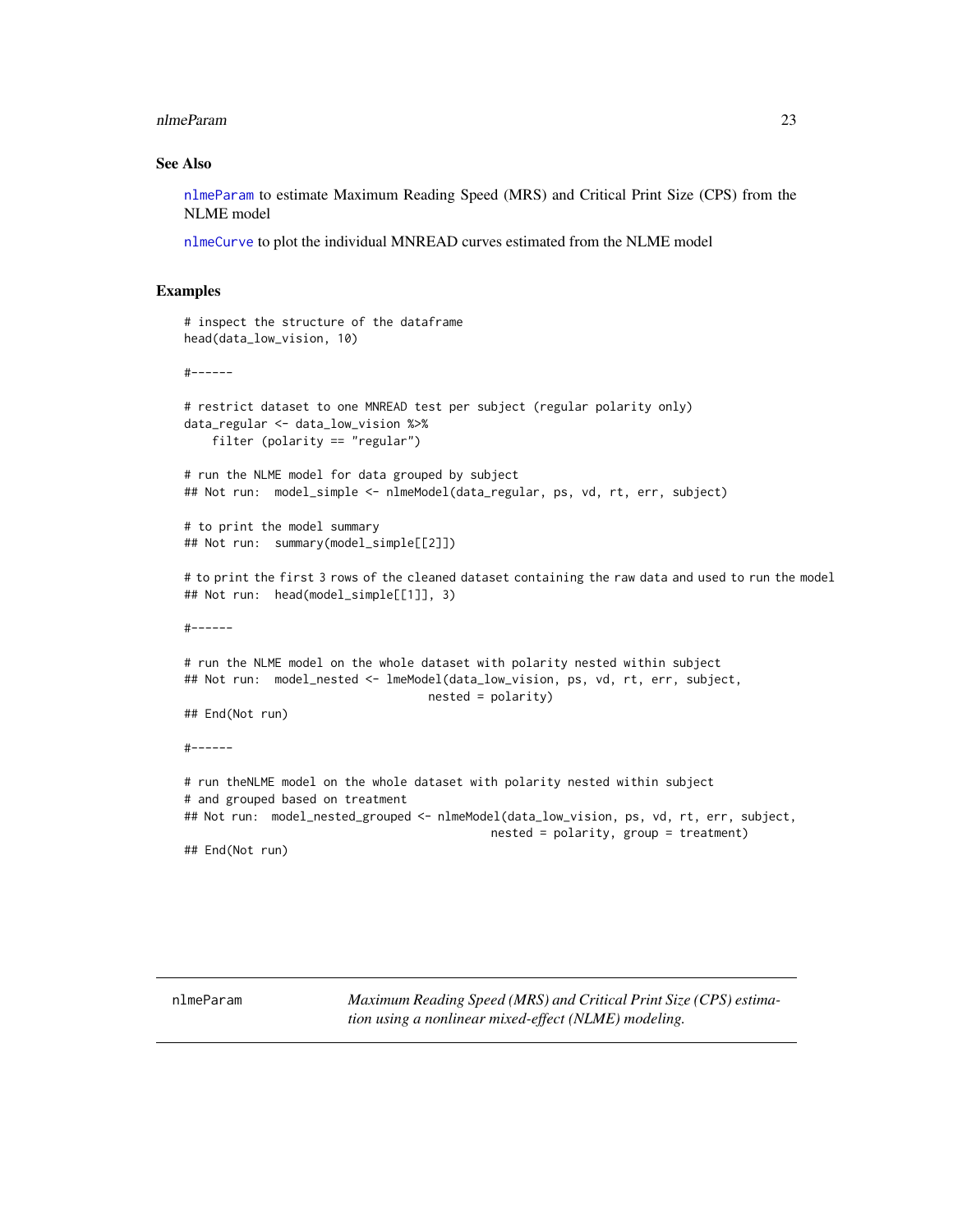### See Also

nlmeParam to estimate Maximum Reading Speed (MRS) and Critical Print Size (CPS) from the NLME model

nlmeCurve to plot the individual MNREAD curves estimated from the NLME model

### Examples

```
# inspect the structure of the dataframe
head(data_low_vision, 10)

#------

# restrict dataset to one MNREAD test per subject (regular polarity only)
data_regular <- data_low_vision %>%
    filter (polarity == "regular")

# run the NLME model for data grouped by subject
## Not run:  model_simple <- nlmeModel(data_regular, ps, vd, rt, err, subject)

# to print the model summary
## Not run:  summary(model_simple[[2]])

# to print the first 3 rows of the cleaned dataset containing the raw data and used to run the model
## Not run:  head(model_simple[[1]], 3)

#------

# run the NLME model on the whole dataset with polarity nested within subject
## Not run:  model_nested <- lmeModel(data_low_vision, ps, vd, rt, err, subject,
                                   nested = polarity)
## End(Not run)

#------

# run theNLME model on the whole dataset with polarity nested within subject
# and grouped based on treatment
## Not run:  model_nested_grouped <- nlmeModel(data_low_vision, ps, vd, rt, err, subject,
                                            nested = polarity, group = treatment)
## End(Not run)
```

---

## nlmeParam *Maximum Reading Speed (MRS) and Critical Print Size (CPS) estimation using a nonlinear mixed-effect (NLME) modeling.*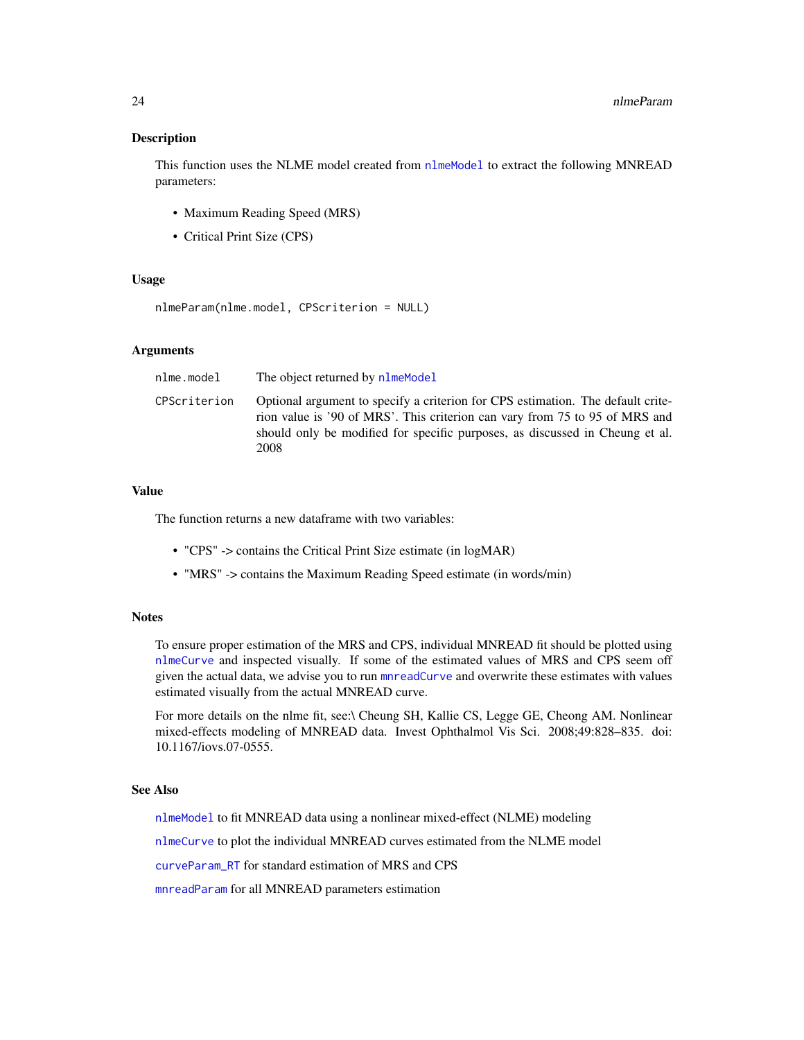## Description

This function uses the NLME model created from `nlmeModel` to extract the following MNREAD parameters:

- Maximum Reading Speed (MRS)
- Critical Print Size (CPS)

## Usage

```
nlmeParam(nlme.model, CPScriterion = NULL)
```

## Arguments

| | |
|---|---|
| `nlme.model` | The object returned by `nlmeModel` |
| `CPScriterion` | Optional argument to specify a criterion for CPS estimation. The default criterion value is '90 of MRS'. This criterion can vary from 75 to 95 of MRS and should only be modified for specific purposes, as discussed in Cheung et al. 2008 |

## Value

The function returns a new dataframe with two variables:

- "CPS" -> contains the Critical Print Size estimate (in logMAR)
- "MRS" -> contains the Maximum Reading Speed estimate (in words/min)

## Notes

To ensure proper estimation of the MRS and CPS, individual MNREAD fit should be plotted using `nlmeCurve` and inspected visually. If some of the estimated values of MRS and CPS seem off given the actual data, we advise you to run `mnreadCurve` and overwrite these estimates with values estimated visually from the actual MNREAD curve.

For more details on the nlme fit, see:\ Cheung SH, Kallie CS, Legge GE, Cheong AM. Nonlinear mixed-effects modeling of MNREAD data. Invest Ophthalmol Vis Sci. 2008;49:828–835. doi: 10.1167/iovs.07-0555.

## See Also

`nlmeModel` to fit MNREAD data using a nonlinear mixed-effect (NLME) modeling

`nlmeCurve` to plot the individual MNREAD curves estimated from the NLME model

`curveParam_RT` for standard estimation of MRS and CPS

`mnreadParam` for all MNREAD parameters estimation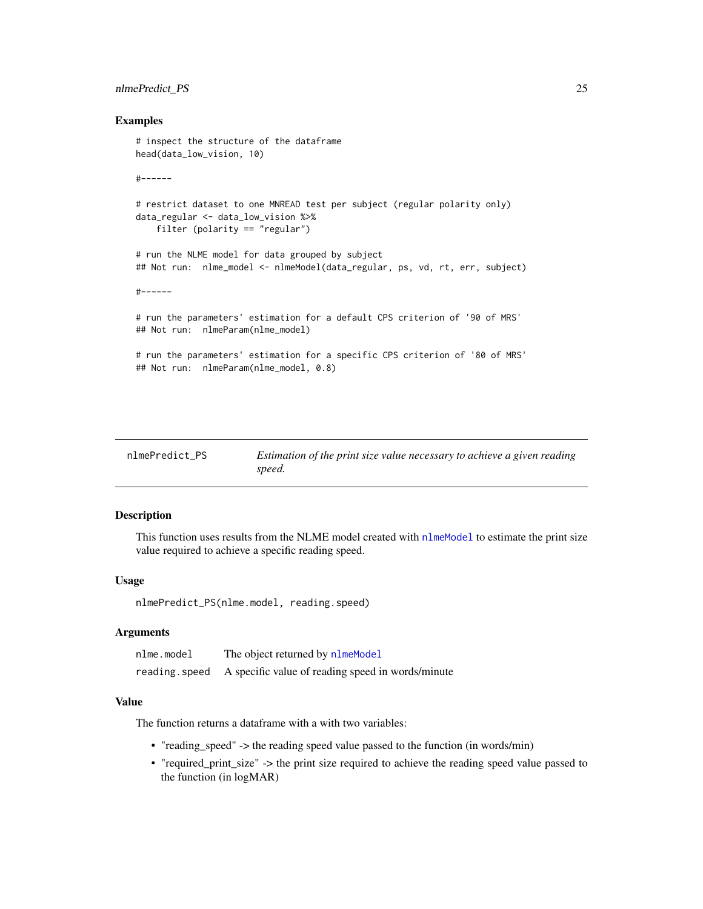## Examples

```
# inspect the structure of the dataframe
head(data_low_vision, 10)

#------

# restrict dataset to one MNREAD test per subject (regular polarity only)
data_regular <- data_low_vision %>%
    filter (polarity == "regular")

# run the NLME model for data grouped by subject
## Not run:  nlme_model <- nlmeModel(data_regular, ps, vd, rt, err, subject)

#------

# run the parameters' estimation for a default CPS criterion of '90 of MRS'
## Not run:  nlmeParam(nlme_model)

# run the parameters' estimation for a specific CPS criterion of '80 of MRS'
## Not run:  nlmeParam(nlme_model, 0.8)
```

---

# nlmePredict_PS — *Estimation of the print size value necessary to achieve a given reading speed.*

---

## Description

This function uses results from the NLME model created with nlmeModel to estimate the print size value required to achieve a specific reading speed.

## Usage

```
nlmePredict_PS(nlme.model, reading.speed)
```

## Arguments

| | |
|---|---|
| nlme.model | The object returned by nlmeModel |
| reading.speed | A specific value of reading speed in words/minute |

## Value

The function returns a dataframe with a with two variables:

- "reading_speed" -> the reading speed value passed to the function (in words/min)
- "required_print_size" -> the print size required to achieve the reading speed value passed to the function (in logMAR)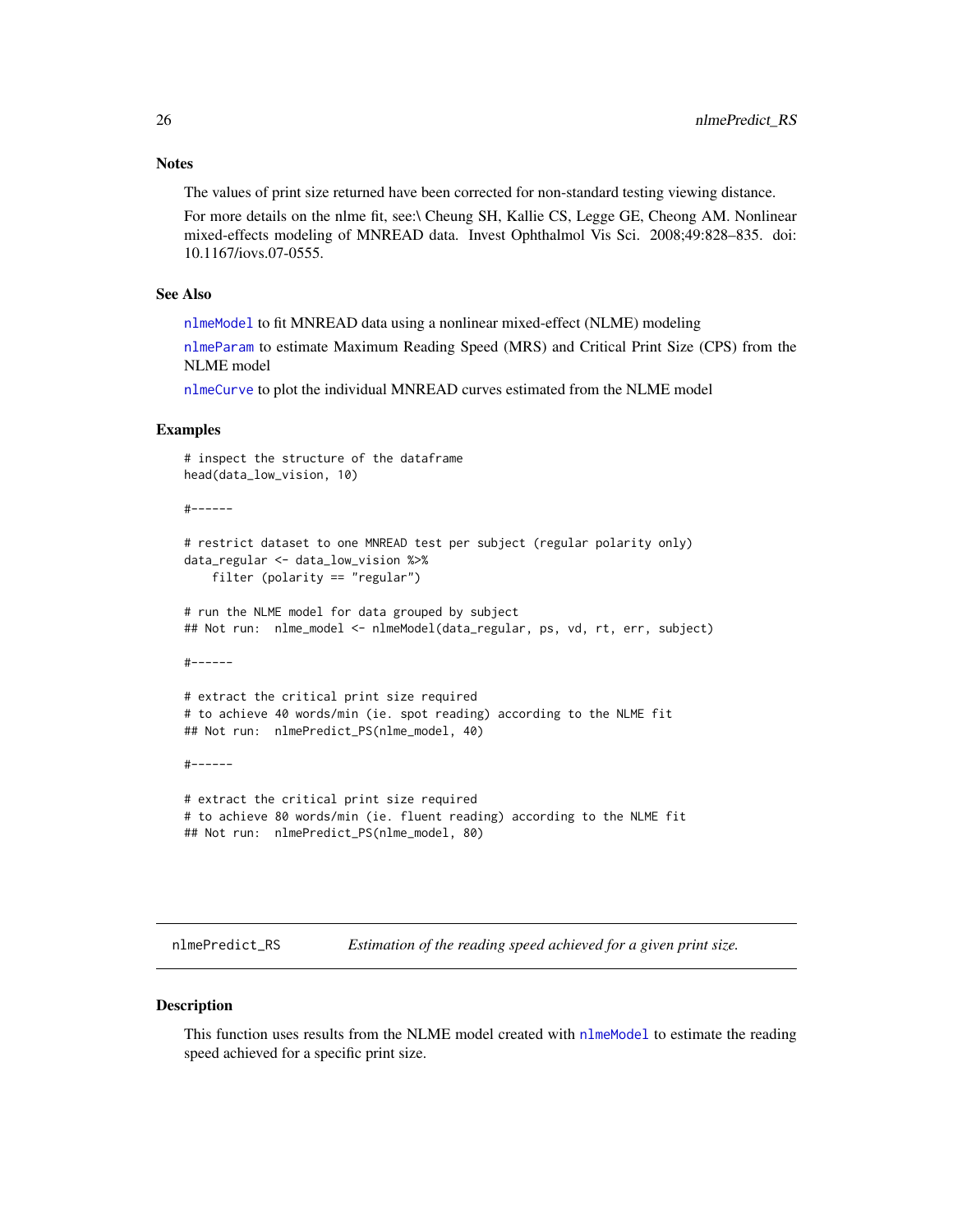## Notes

The values of print size returned have been corrected for non-standard testing viewing distance.

For more details on the nlme fit, see:\ Cheung SH, Kallie CS, Legge GE, Cheong AM. Nonlinear mixed-effects modeling of MNREAD data. Invest Ophthalmol Vis Sci. 2008;49:828–835. doi: 10.1167/iovs.07-0555.

## See Also

`nlmeModel` to fit MNREAD data using a nonlinear mixed-effect (NLME) modeling

`nlmeParam` to estimate Maximum Reading Speed (MRS) and Critical Print Size (CPS) from the NLME model

`nlmeCurve` to plot the individual MNREAD curves estimated from the NLME model

## Examples

```
# inspect the structure of the dataframe
head(data_low_vision, 10)

#------

# restrict dataset to one MNREAD test per subject (regular polarity only)
data_regular <- data_low_vision %>%
    filter (polarity == "regular")

# run the NLME model for data grouped by subject
## Not run:  nlme_model <- nlmeModel(data_regular, ps, vd, rt, err, subject)

#------

# extract the critical print size required
# to achieve 40 words/min (ie. spot reading) according to the NLME fit
## Not run:  nlmePredict_PS(nlme_model, 40)

#------

# extract the critical print size required
# to achieve 80 words/min (ie. fluent reading) according to the NLME fit
## Not run:  nlmePredict_PS(nlme_model, 80)
```

---

# nlmePredict_RS — *Estimation of the reading speed achieved for a given print size.*

## Description

This function uses results from the NLME model created with `nlmeModel` to estimate the reading speed achieved for a specific print size.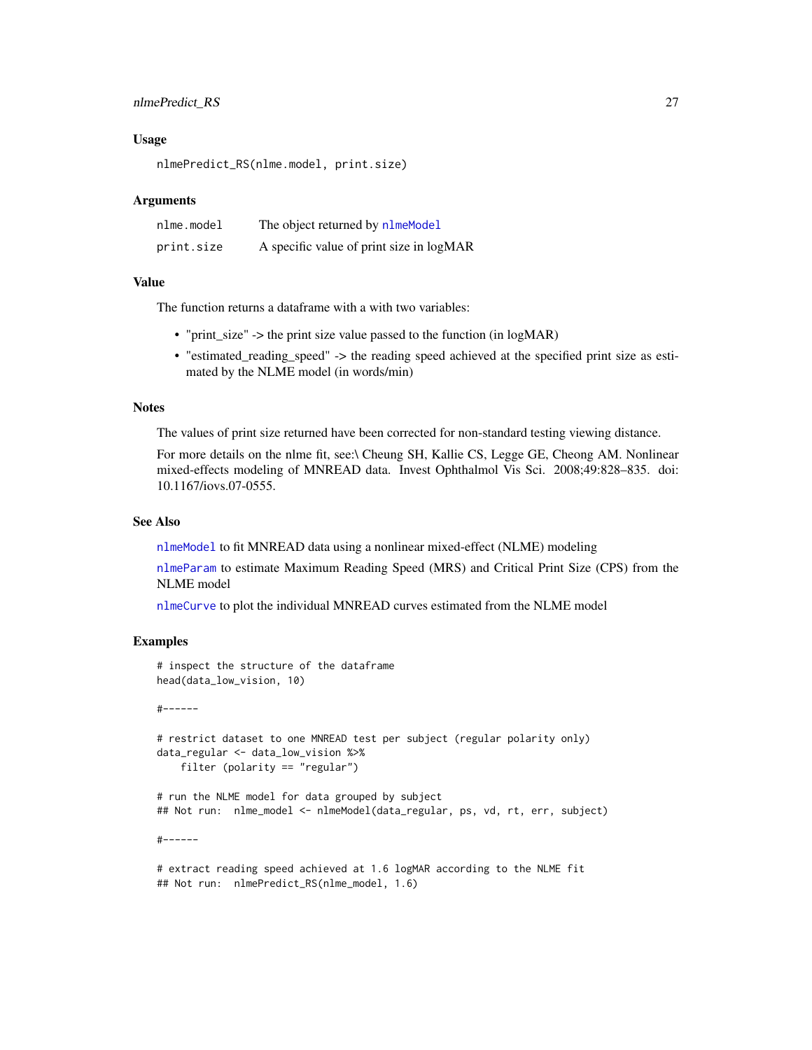### Usage

```
nlmePredict_RS(nlme.model, print.size)
```

### Arguments

| | |
|---|---|
| nlme.model | The object returned by nlmeModel |
| print.size | A specific value of print size in logMAR |

### Value

The function returns a dataframe with a with two variables:

- "print_size" -> the print size value passed to the function (in logMAR)
- "estimated_reading_speed" -> the reading speed achieved at the specified print size as estimated by the NLME model (in words/min)

### Notes

The values of print size returned have been corrected for non-standard testing viewing distance.

For more details on the nlme fit, see:\ Cheung SH, Kallie CS, Legge GE, Cheong AM. Nonlinear mixed-effects modeling of MNREAD data. Invest Ophthalmol Vis Sci. 2008;49:828–835. doi: 10.1167/iovs.07-0555.

### See Also

nlmeModel to fit MNREAD data using a nonlinear mixed-effect (NLME) modeling

nlmeParam to estimate Maximum Reading Speed (MRS) and Critical Print Size (CPS) from the NLME model

nlmeCurve to plot the individual MNREAD curves estimated from the NLME model

### Examples

```
# inspect the structure of the dataframe
head(data_low_vision, 10)

#------

# restrict dataset to one MNREAD test per subject (regular polarity only)
data_regular <- data_low_vision %>%
    filter (polarity == "regular")

# run the NLME model for data grouped by subject
## Not run:  nlme_model <- nlmeModel(data_regular, ps, vd, rt, err, subject)

#------

# extract reading speed achieved at 1.6 logMAR according to the NLME fit
## Not run:  nlmePredict_RS(nlme_model, 1.6)
```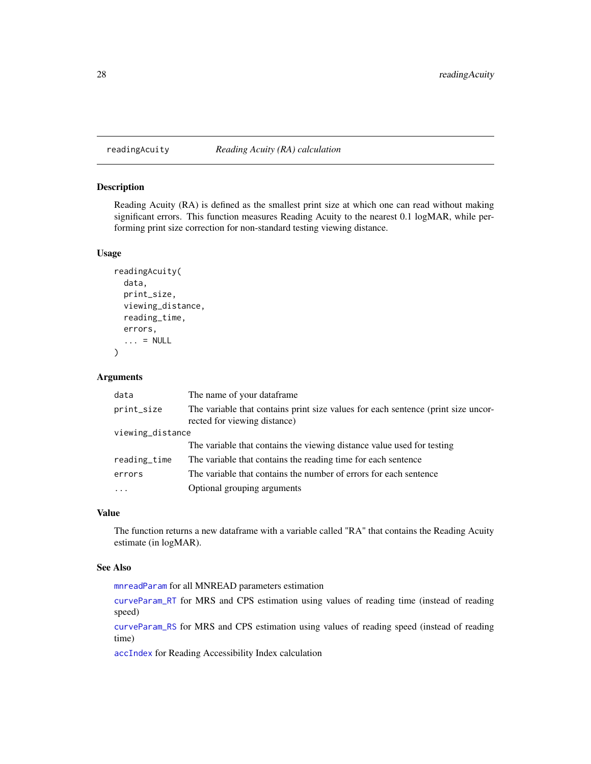# readingAcuity *Reading Acuity (RA) calculation*

## Description

Reading Acuity (RA) is defined as the smallest print size at which one can read without making significant errors. This function measures Reading Acuity to the nearest 0.1 logMAR, while performing print size correction for non-standard testing viewing distance.

## Usage

```
readingAcuity(
  data,
  print_size,
  viewing_distance,
  reading_time,
  errors,
  ... = NULL
)
```

## Arguments

| | |
|---|---|
| `data` | The name of your dataframe |
| `print_size` | The variable that contains print size values for each sentence (print size uncorrected for viewing distance) |
| `viewing_distance` | The variable that contains the viewing distance value used for testing |
| `reading_time` | The variable that contains the reading time for each sentence |
| `errors` | The variable that contains the number of errors for each sentence |
| `...` | Optional grouping arguments |

## Value

The function returns a new dataframe with a variable called "RA" that contains the Reading Acuity estimate (in logMAR).

## See Also

`mnreadParam` for all MNREAD parameters estimation

`curveParam_RT` for MRS and CPS estimation using values of reading time (instead of reading speed)

`curveParam_RS` for MRS and CPS estimation using values of reading speed (instead of reading time)

`accIndex` for Reading Accessibility Index calculation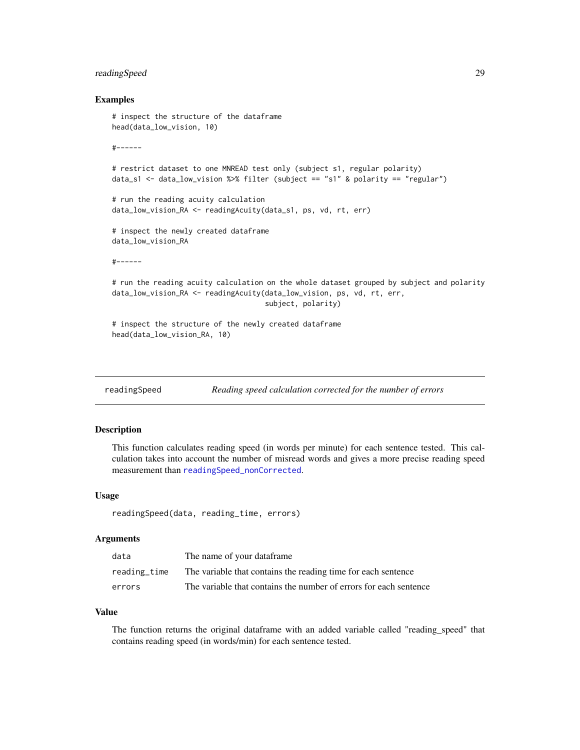## Examples

```
# inspect the structure of the dataframe
head(data_low_vision, 10)

#------

# restrict dataset to one MNREAD test only (subject s1, regular polarity)
data_s1 <- data_low_vision %>% filter (subject == "s1" & polarity == "regular")

# run the reading acuity calculation
data_low_vision_RA <- readingAcuity(data_s1, ps, vd, rt, err)

# inspect the newly created dataframe
data_low_vision_RA

#------

# run the reading acuity calculation on the whole dataset grouped by subject and polarity
data_low_vision_RA <- readingAcuity(data_low_vision, ps, vd, rt, err,
                                    subject, polarity)

# inspect the structure of the newly created dataframe
head(data_low_vision_RA, 10)
```

---

readingSpeed — *Reading speed calculation corrected for the number of errors*

---

## Description

This function calculates reading speed (in words per minute) for each sentence tested. This calculation takes into account the number of misread words and gives a more precise reading speed measurement than readingSpeed_nonCorrected.

## Usage

```
readingSpeed(data, reading_time, errors)
```

## Arguments

| | |
|---|---|
| data | The name of your dataframe |
| reading_time | The variable that contains the reading time for each sentence |
| errors | The variable that contains the number of errors for each sentence |

## Value

The function returns the original dataframe with an added variable called "reading_speed" that contains reading speed (in words/min) for each sentence tested.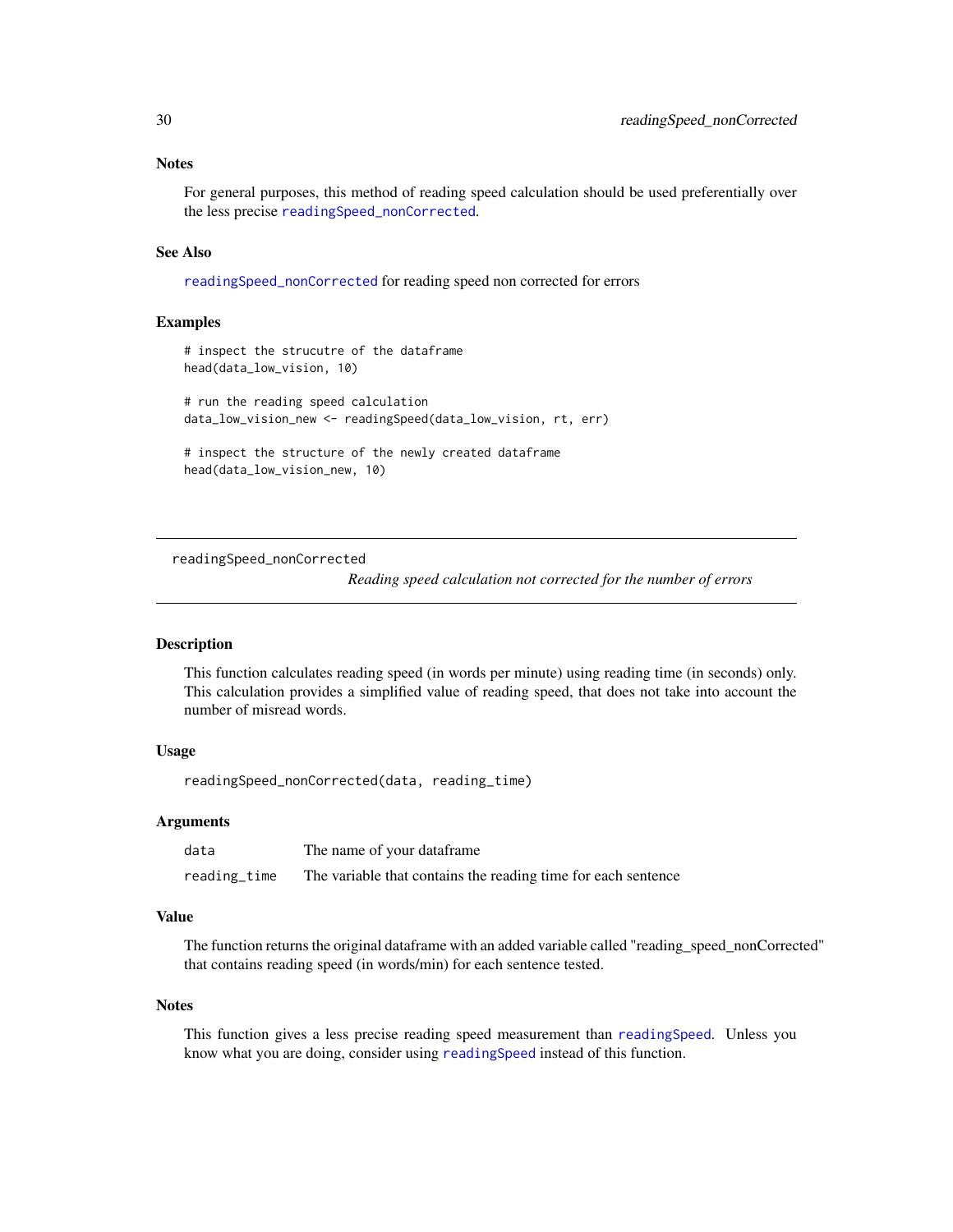### Notes

For general purposes, this method of reading speed calculation should be used preferentially over the less precise readingSpeed_nonCorrected.

### See Also

readingSpeed_nonCorrected for reading speed non corrected for errors

### Examples

```
# inspect the strucutre of the dataframe
head(data_low_vision, 10)

# run the reading speed calculation
data_low_vision_new <- readingSpeed(data_low_vision, rt, err)

# inspect the structure of the newly created dataframe
head(data_low_vision_new, 10)
```

---

## readingSpeed_nonCorrected

*Reading speed calculation not corrected for the number of errors*

---

### Description

This function calculates reading speed (in words per minute) using reading time (in seconds) only. This calculation provides a simplified value of reading speed, that does not take into account the number of misread words.

### Usage

```
readingSpeed_nonCorrected(data, reading_time)
```

### Arguments

| | |
|---|---|
| data | The name of your dataframe |
| reading_time | The variable that contains the reading time for each sentence |

### Value

The function returns the original dataframe with an added variable called "reading_speed_nonCorrected" that contains reading speed (in words/min) for each sentence tested.

### Notes

This function gives a less precise reading speed measurement than readingSpeed. Unless you know what you are doing, consider using readingSpeed instead of this function.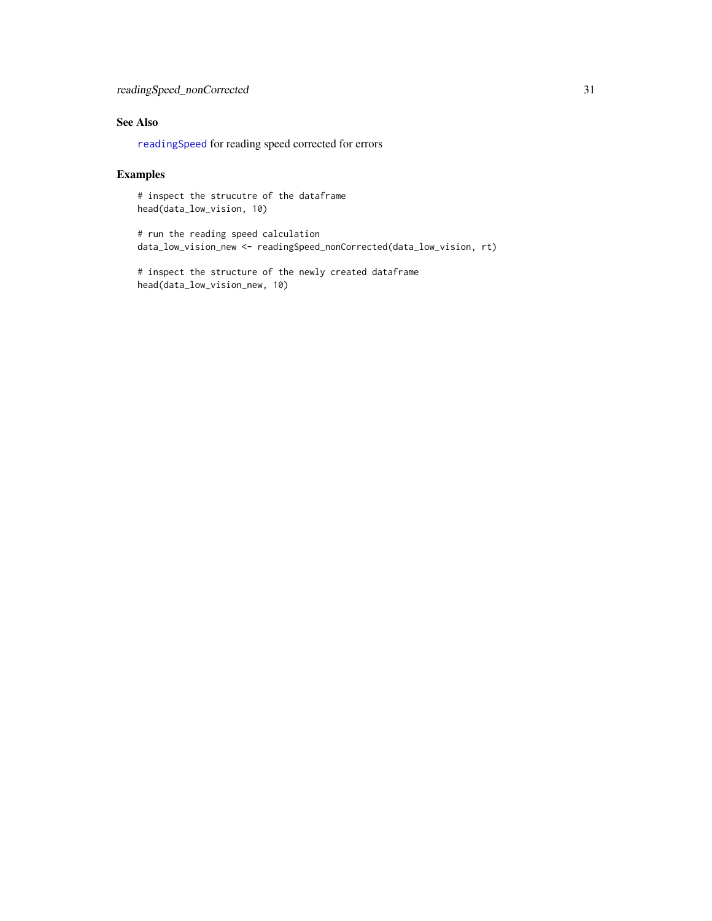## See Also

`readingSpeed` for reading speed corrected for errors

## Examples

```
# inspect the strucutre of the dataframe
head(data_low_vision, 10)

# run the reading speed calculation
data_low_vision_new <- readingSpeed_nonCorrected(data_low_vision, rt)

# inspect the structure of the newly created dataframe
head(data_low_vision_new, 10)
```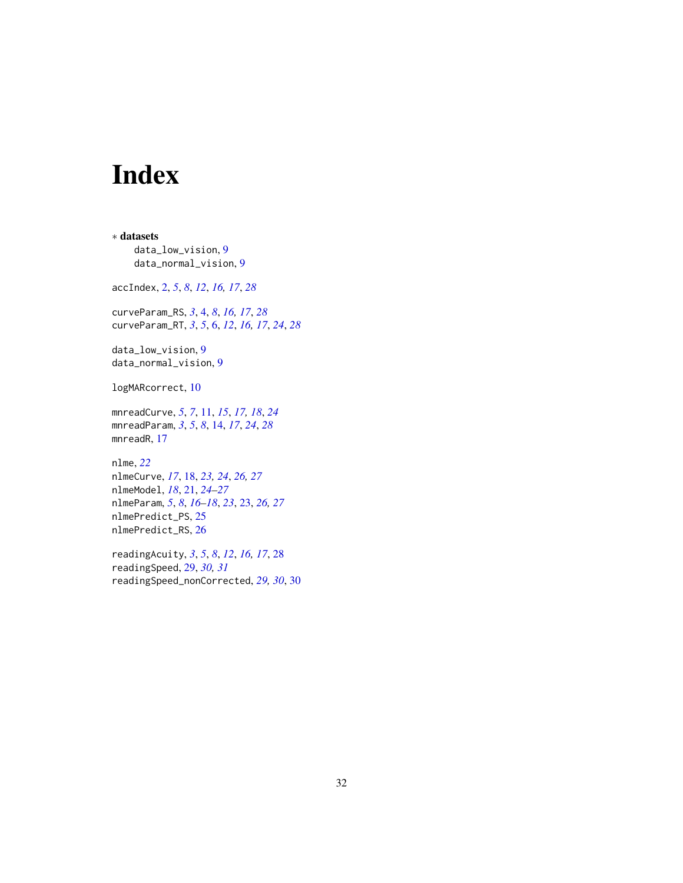# Index

∗ **datasets**

    data_low_vision, 9
    data_normal_vision, 9

accIndex, 2, *5*, *8*, *12*, *16, 17*, *28*

curveParam_RS, *3*, 4, *8*, *16, 17*, *28*
curveParam_RT, *3*, *5*, 6, *12*, *16, 17*, *24*, *28*

data_low_vision, 9
data_normal_vision, 9

logMARcorrect, 10

mnreadCurve, *5*, *7*, 11, *15*, *17, 18*, *24*
mnreadParam, *3*, *5*, *8*, 14, *17*, *24*, *28*
mnreadR, 17

nlme, *22*
nlmeCurve, *17*, 18, *23, 24*, *26, 27*
nlmeModel, *18*, 21, *24–27*
nlmeParam, *5*, *8*, *16–18*, *23*, 23, *26, 27*
nlmePredict_PS, 25
nlmePredict_RS, 26

readingAcuity, *3*, *5*, *8*, *12*, *16, 17*, 28
readingSpeed, 29, *30, 31*
readingSpeed_nonCorrected, *29, 30*, 30